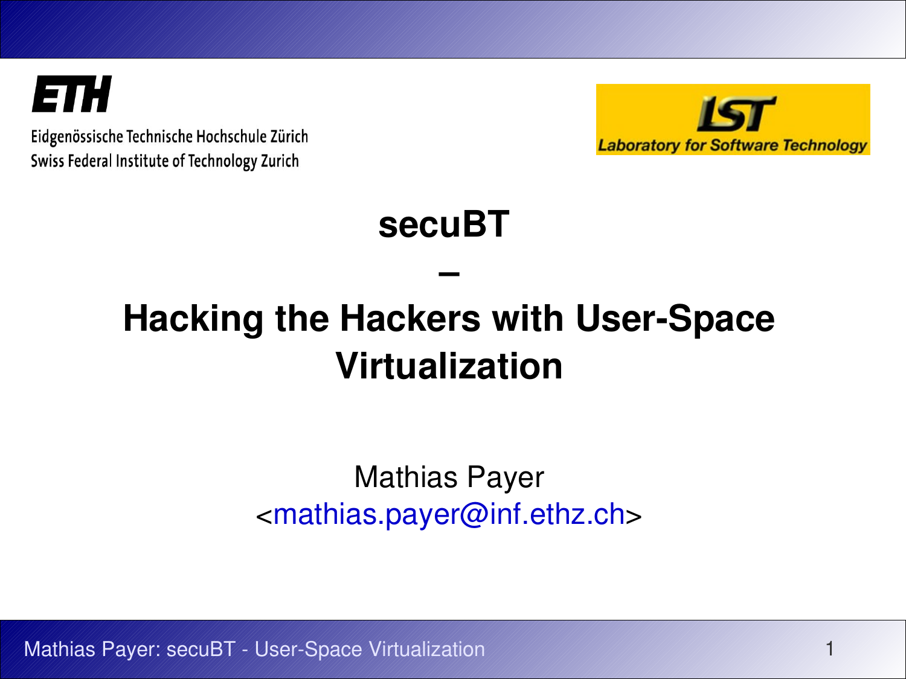ETH

Eidgenössische Technische Hochschule Zürich
Swiss Federal Institute of Technology Zurich

LST
Laboratory for Software Technology

# secuBT
# –
# Hacking the Hackers with User-Space Virtualization

Mathias Payer
<mathias.payer@inf.ethz.ch>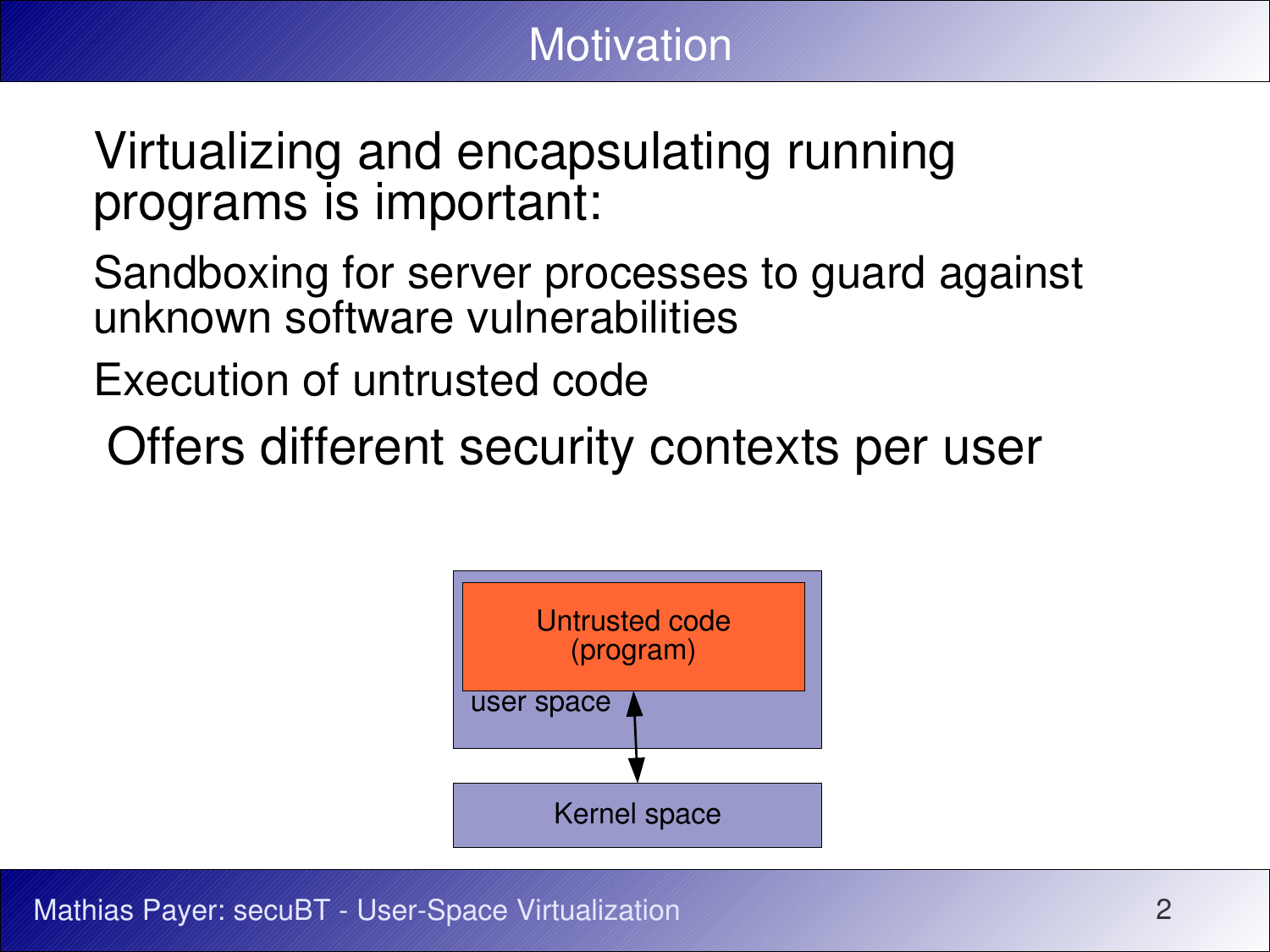# Motivation

Virtualizing and encapsulating running programs is important:

- Sandboxing for server processes to guard against unknown software vulnerabilities
- Execution of untrusted code
- Offers different security contexts per user

Untrusted code (program)

user space

Kernel space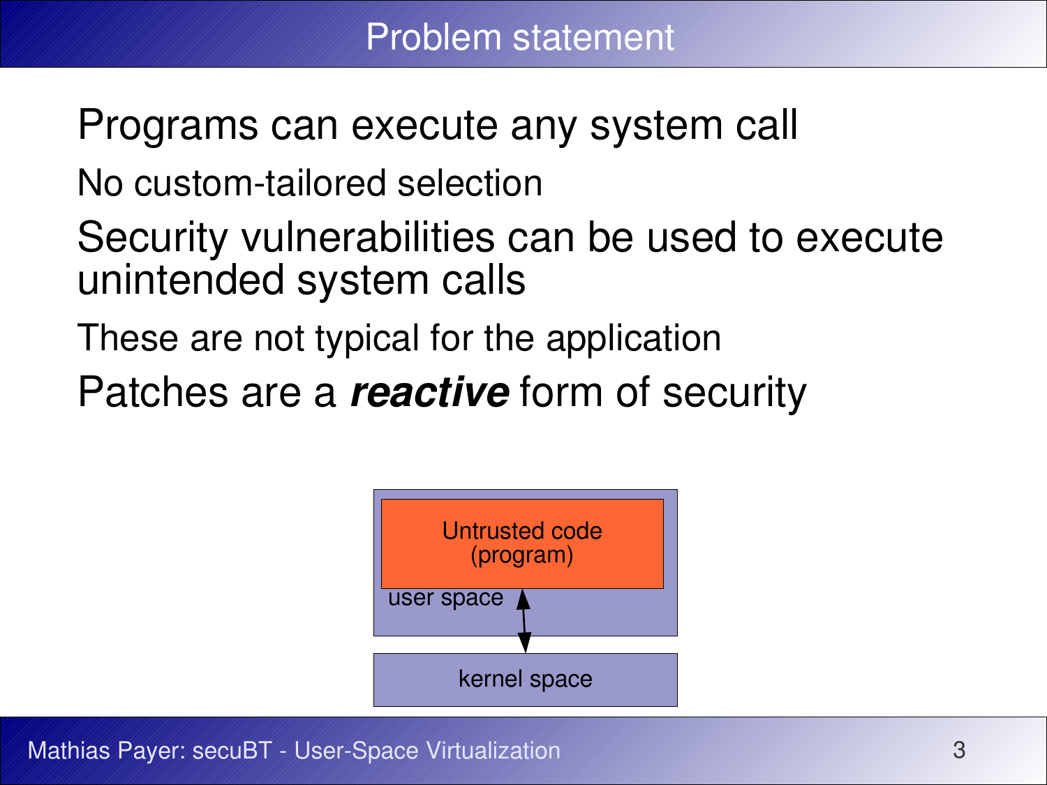# Problem statement

- Programs can execute any system call
  - No custom-tailored selection
- Security vulnerabilities can be used to execute unintended system calls
  - These are not typical for the application
- Patches are a ***reactive*** form of security

Untrusted code (program)

user space

kernel space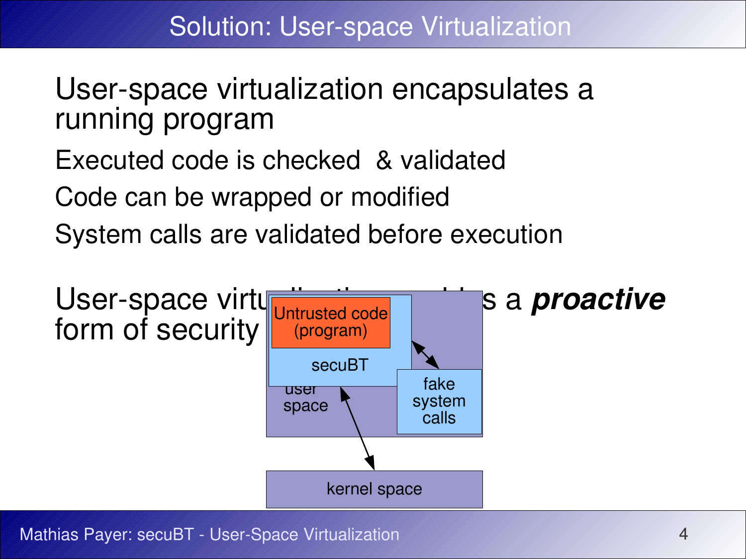# Solution: User-space Virtualization

User-space virtualization encapsulates a running program

- Executed code is checked & validated
- Code can be wrapped or modified
- System calls are validated before execution

User-space virtualization enables a ***proactive*** form of security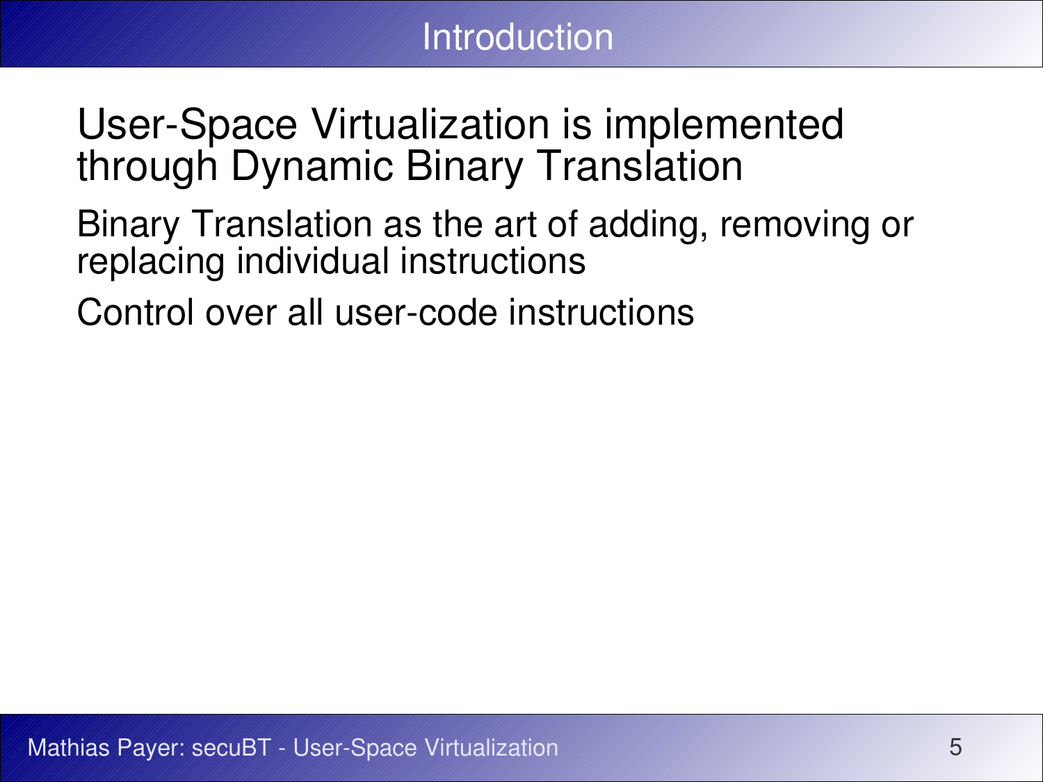# Introduction

User-Space Virtualization is implemented through Dynamic Binary Translation

Binary Translation as the art of adding, removing or replacing individual instructions

Control over all user-code instructions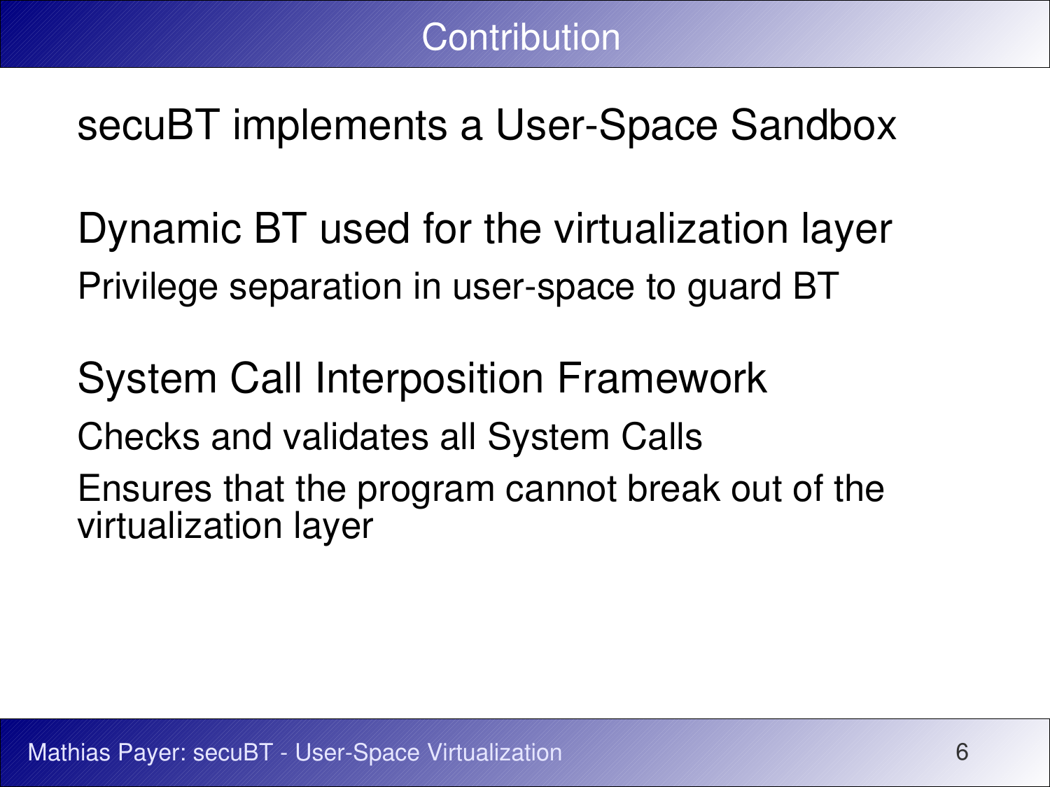# Contribution

secuBT implements a User-Space Sandbox

Dynamic BT used for the virtualization layer

Privilege separation in user-space to guard BT

System Call Interposition Framework

Checks and validates all System Calls

Ensures that the program cannot break out of the virtualization layer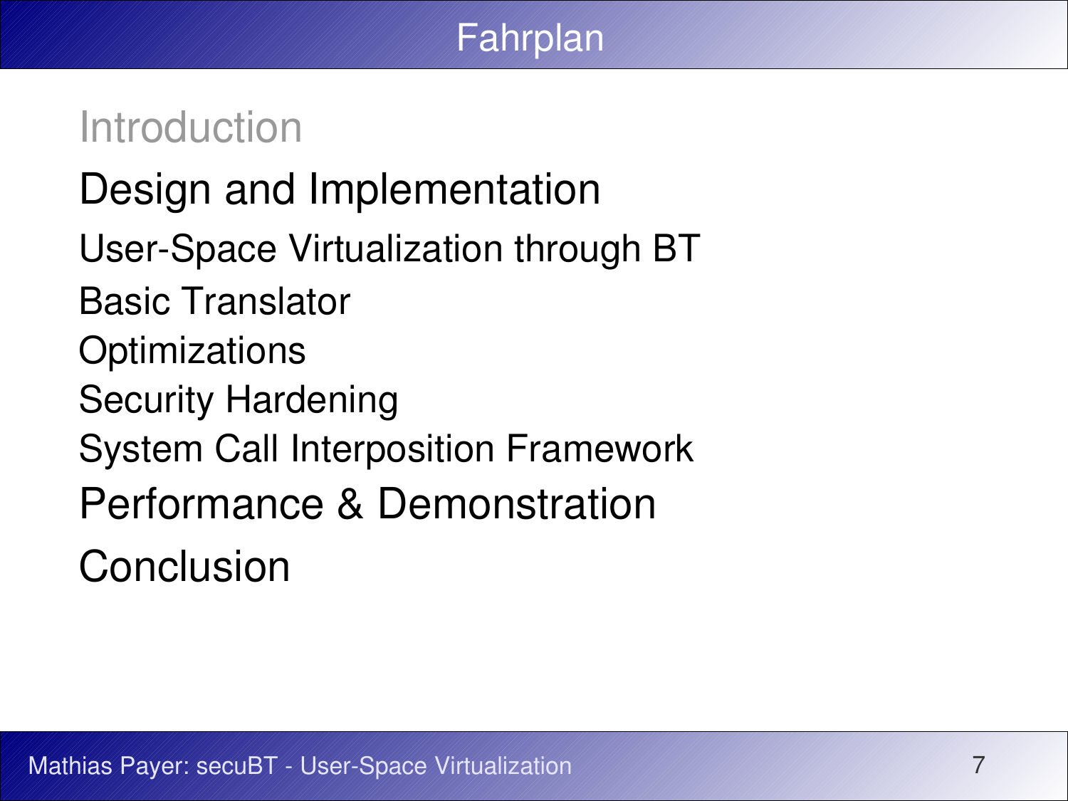# Fahrplan

- Introduction
- Design and Implementation
  - User-Space Virtualization through BT
  - Basic Translator
  - Optimizations
  - Security Hardening
  - System Call Interposition Framework
- Performance & Demonstration
- Conclusion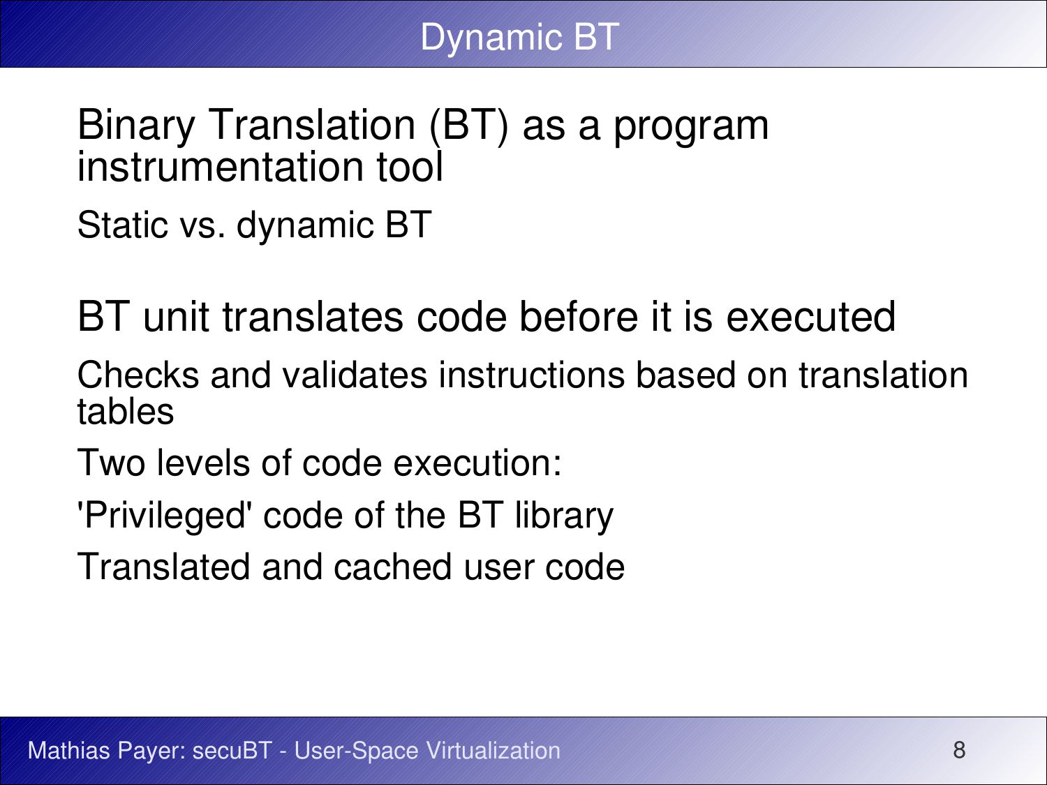# Dynamic BT

Binary Translation (BT) as a program instrumentation tool

- Static vs. dynamic BT

BT unit translates code before it is executed

- Checks and validates instructions based on translation tables
- Two levels of code execution:
  - 'Privileged' code of the BT library
  - Translated and cached user code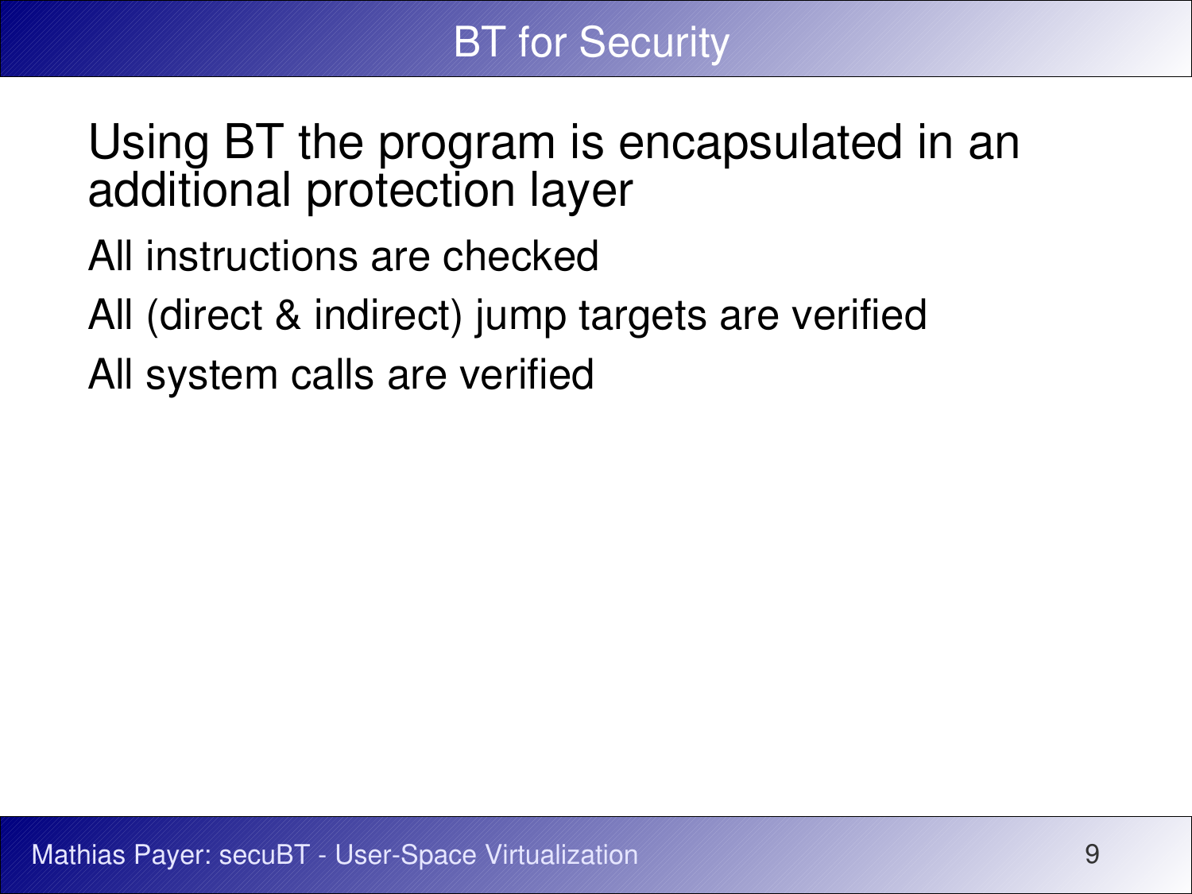# BT for Security

Using BT the program is encapsulated in an additional protection layer

All instructions are checked

All (direct & indirect) jump targets are verified

All system calls are verified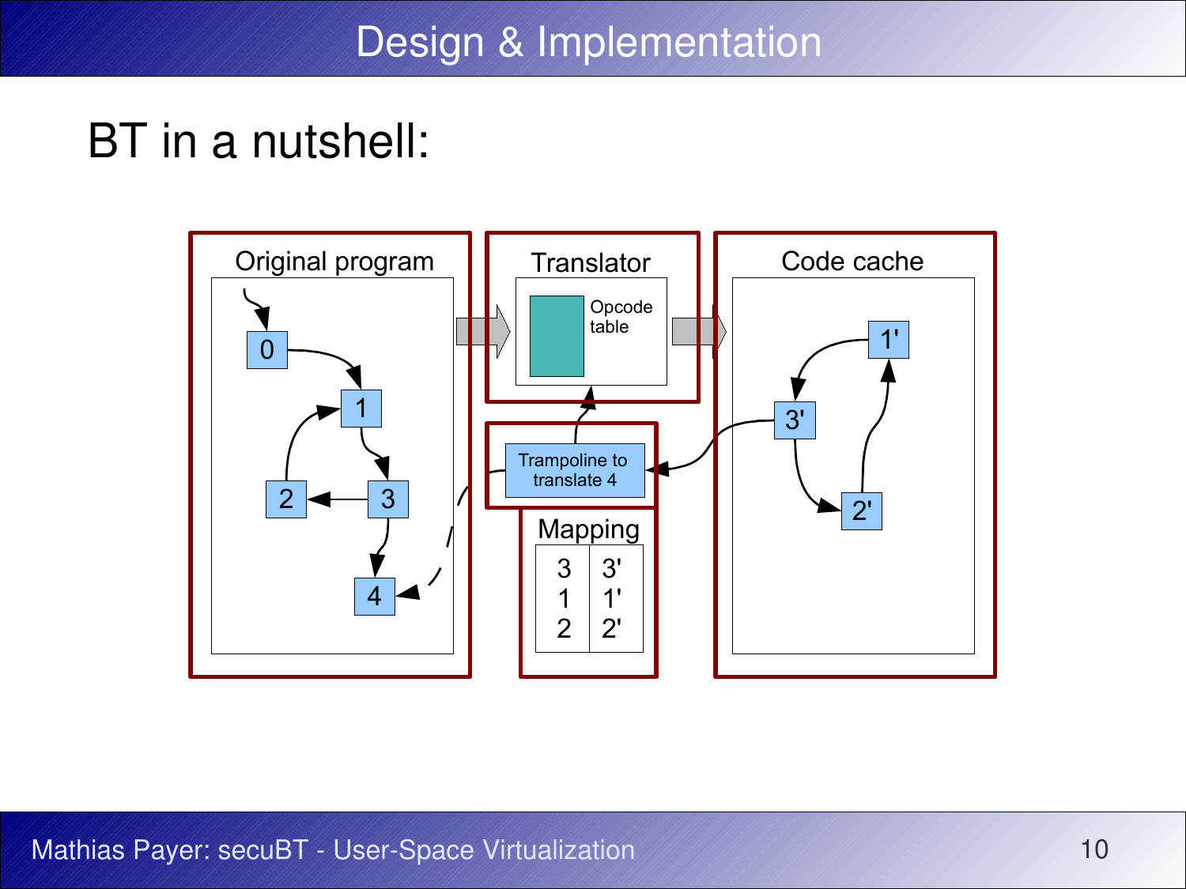# Design & Implementation

## BT in a nutshell:

Original program

0

1

2

3

4

Translator

Opcode table

Trampoline to translate 4

Mapping

| 3 | 3' |
|---|---|
| 1 | 1' |
| 2 | 2' |

Code cache

1'

3'

2'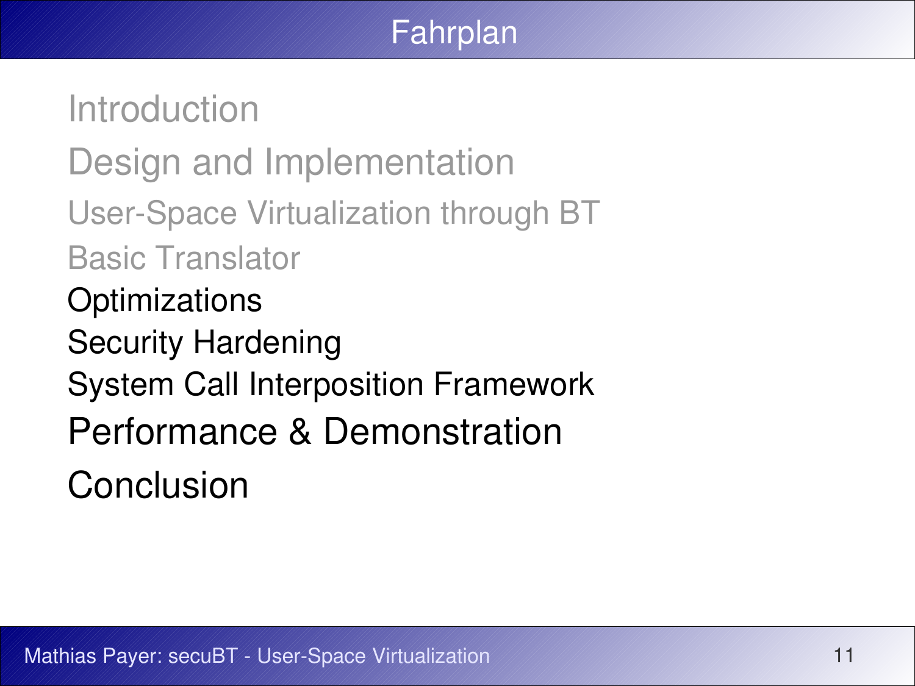# Fahrplan

- Introduction
- Design and Implementation
  - User-Space Virtualization through BT
  - Basic Translator
  - Optimizations
  - Security Hardening
  - System Call Interposition Framework
- Performance & Demonstration
- Conclusion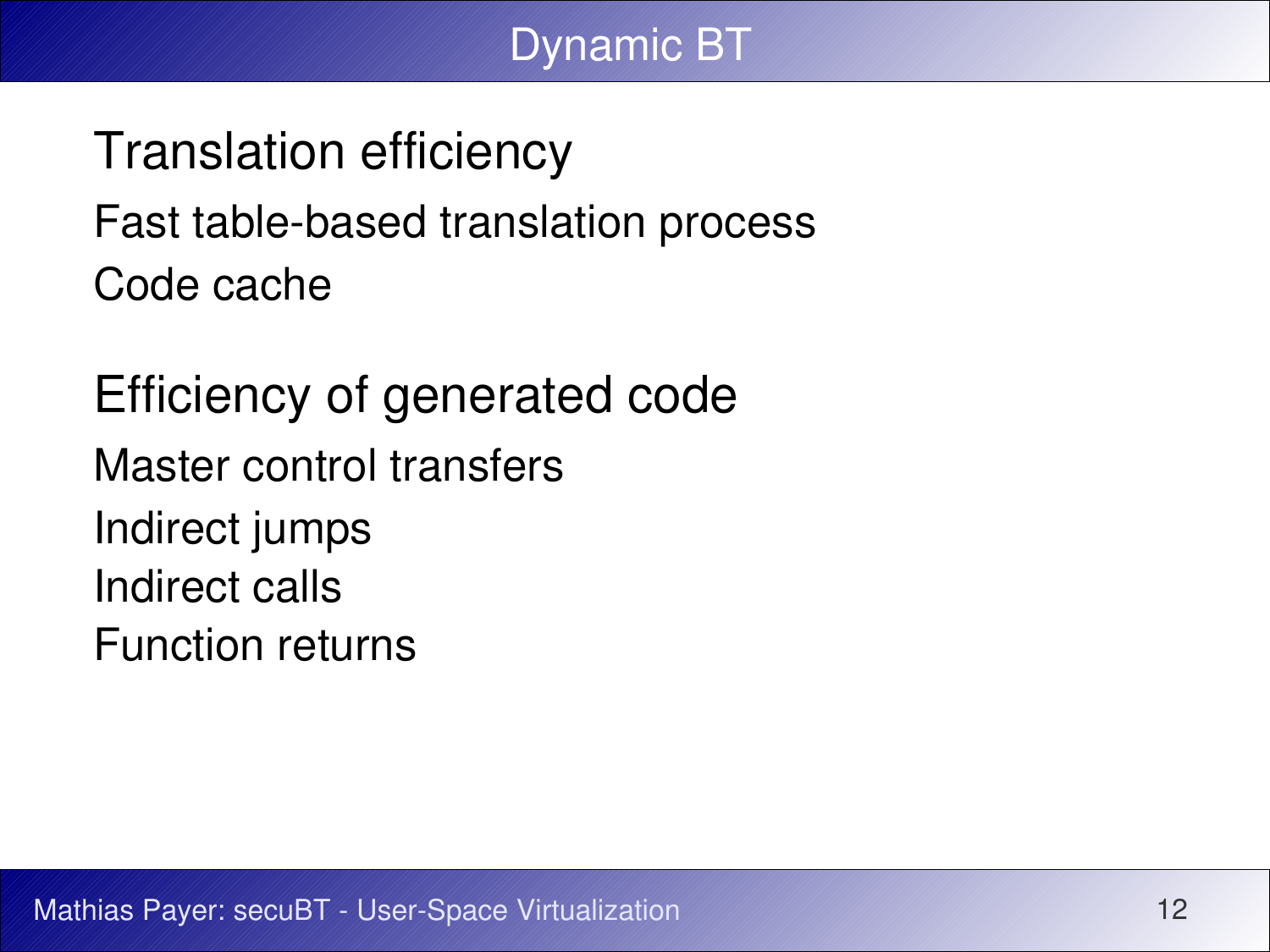# Dynamic BT

## Translation efficiency

- Fast table-based translation process
- Code cache

## Efficiency of generated code

- Master control transfers
- Indirect jumps
- Indirect calls
- Function returns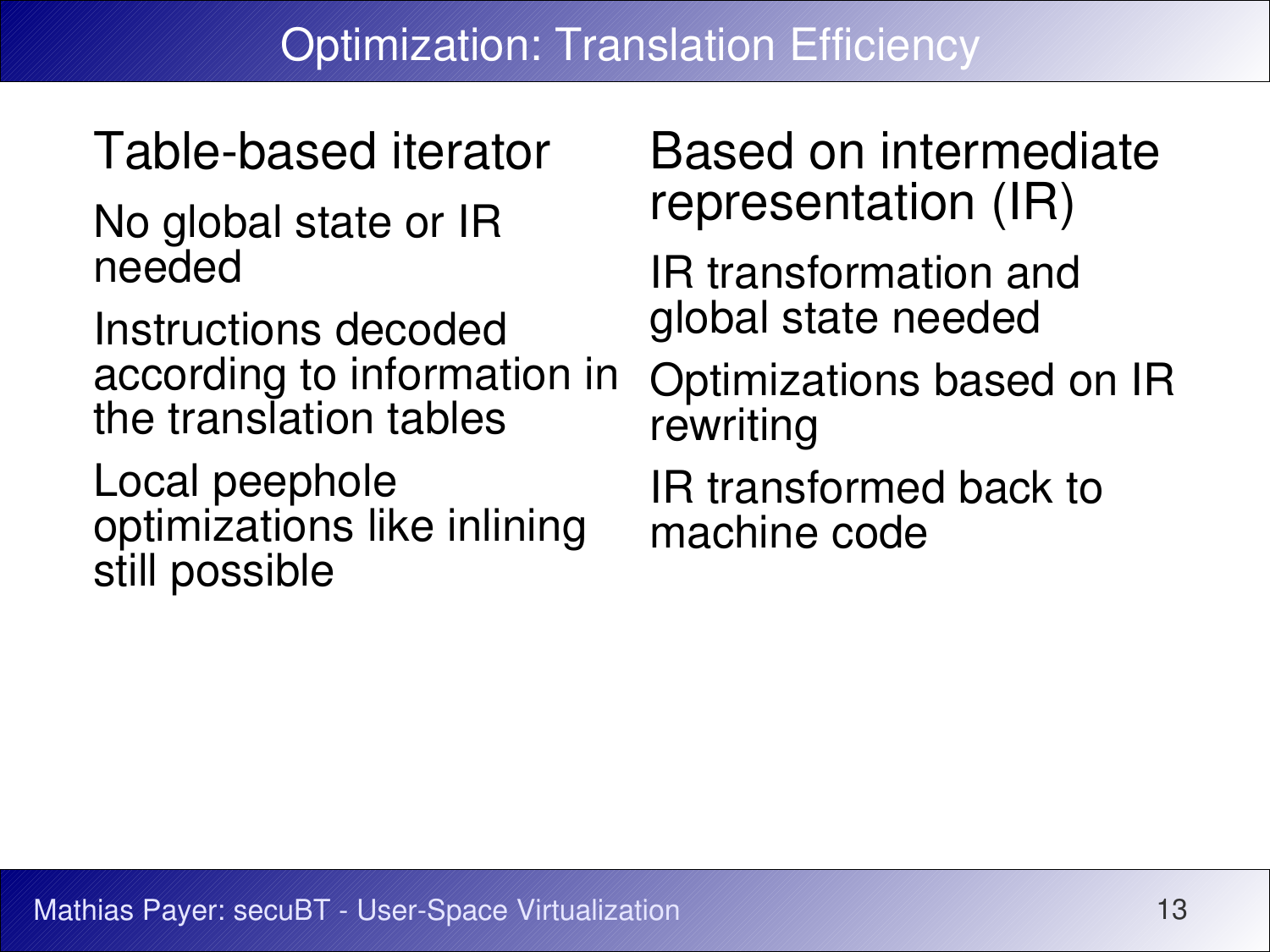# Optimization: Translation Efficiency

## Table-based iterator

- No global state or IR needed
- Instructions decoded according to information in the translation tables
- Local peephole optimizations like inlining still possible

## Based on intermediate representation (IR)

- IR transformation and global state needed
- Optimizations based on IR rewriting
- IR transformed back to machine code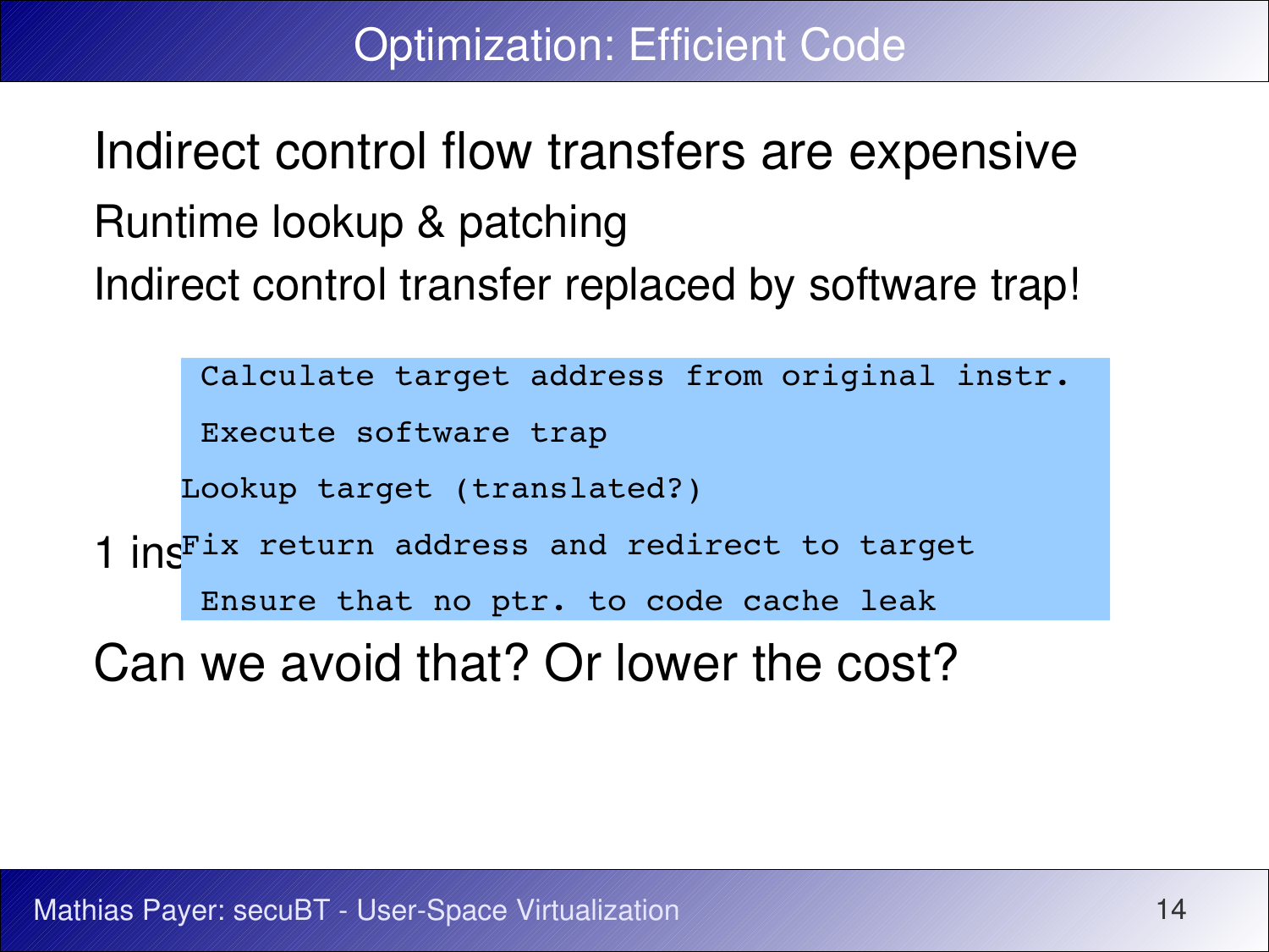# Optimization: Efficient Code

Indirect control flow transfers are expensive

Runtime lookup & patching

Indirect control transfer replaced by software trap!

```
 Calculate target address from original instr.
 Execute software trap
Lookup target (translated?)
Fix return address and redirect to target
 Ensure that no ptr. to code cache leak
```

1 ins

Can we avoid that? Or lower the cost?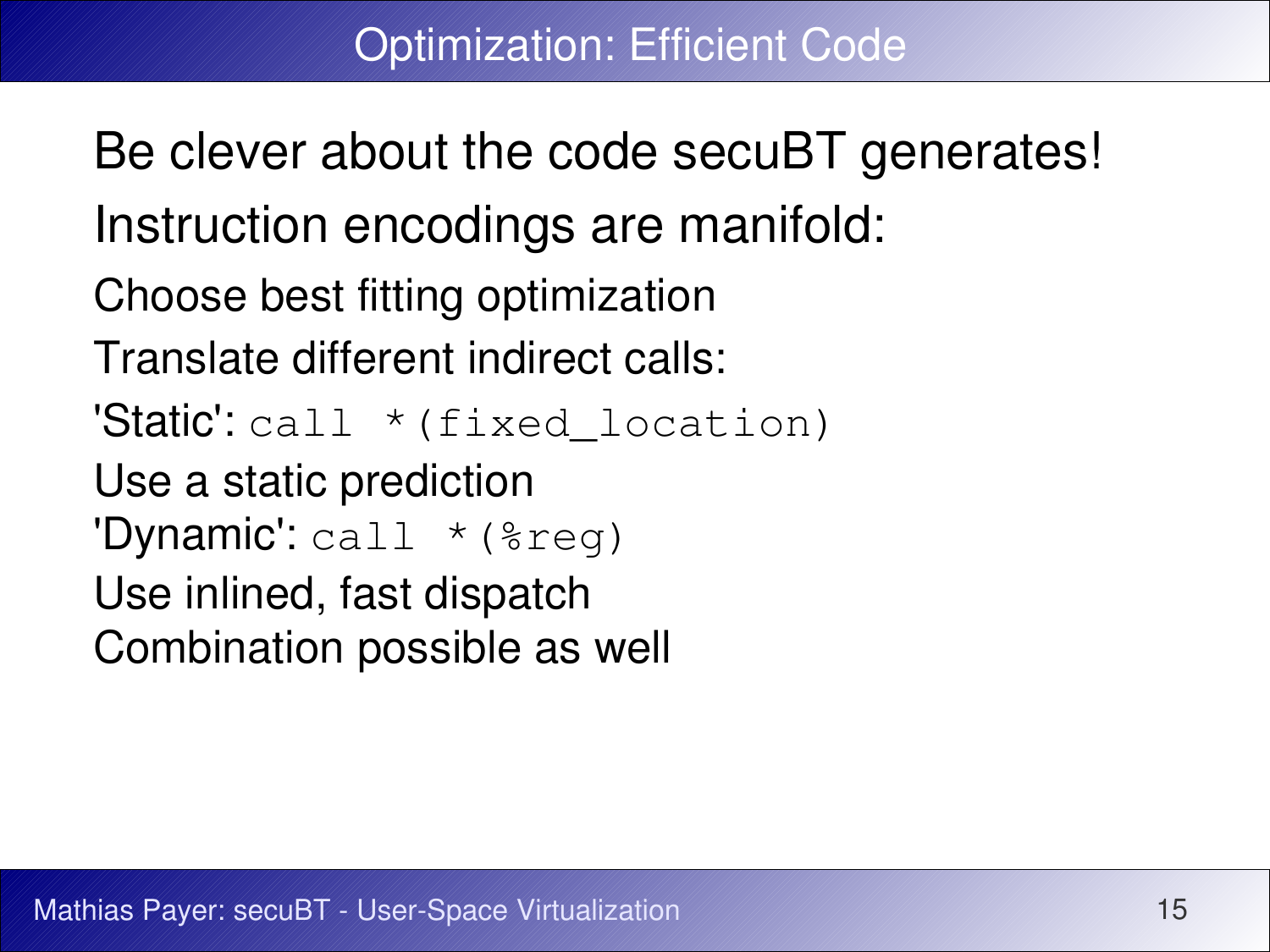# Optimization: Efficient Code

- Be clever about the code secuBT generates!
- Instruction encodings are manifold:
  - Choose best fitting optimization
  - Translate different indirect calls:
    - 'Static': `call *(fixed_location)`
      - Use a static prediction
    - 'Dynamic': `call *(%reg)`
      - Use inlined, fast dispatch
    - Combination possible as well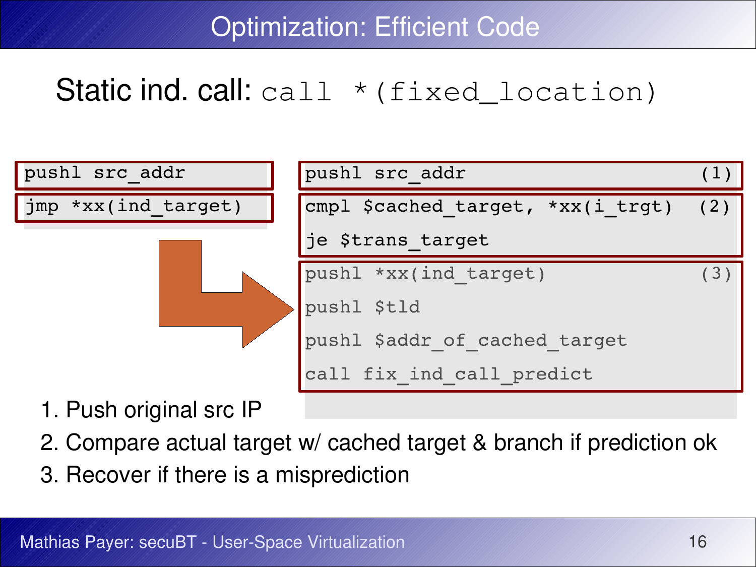# Optimization: Efficient Code

Static ind. call: `call *(fixed_location)`

```
pushl src_addr
jmp *xx(ind_target)
```

```
pushl src_addr                              (1)

cmpl $cached_target, *xx(i_trgt)            (2)
je $trans_target

pushl *xx(ind_target)                       (3)
pushl $tld
pushl $addr_of_cached_target
call fix_ind_call_predict
```

1. Push original src IP
2. Compare actual target w/ cached target & branch if prediction ok
3. Recover if there is a misprediction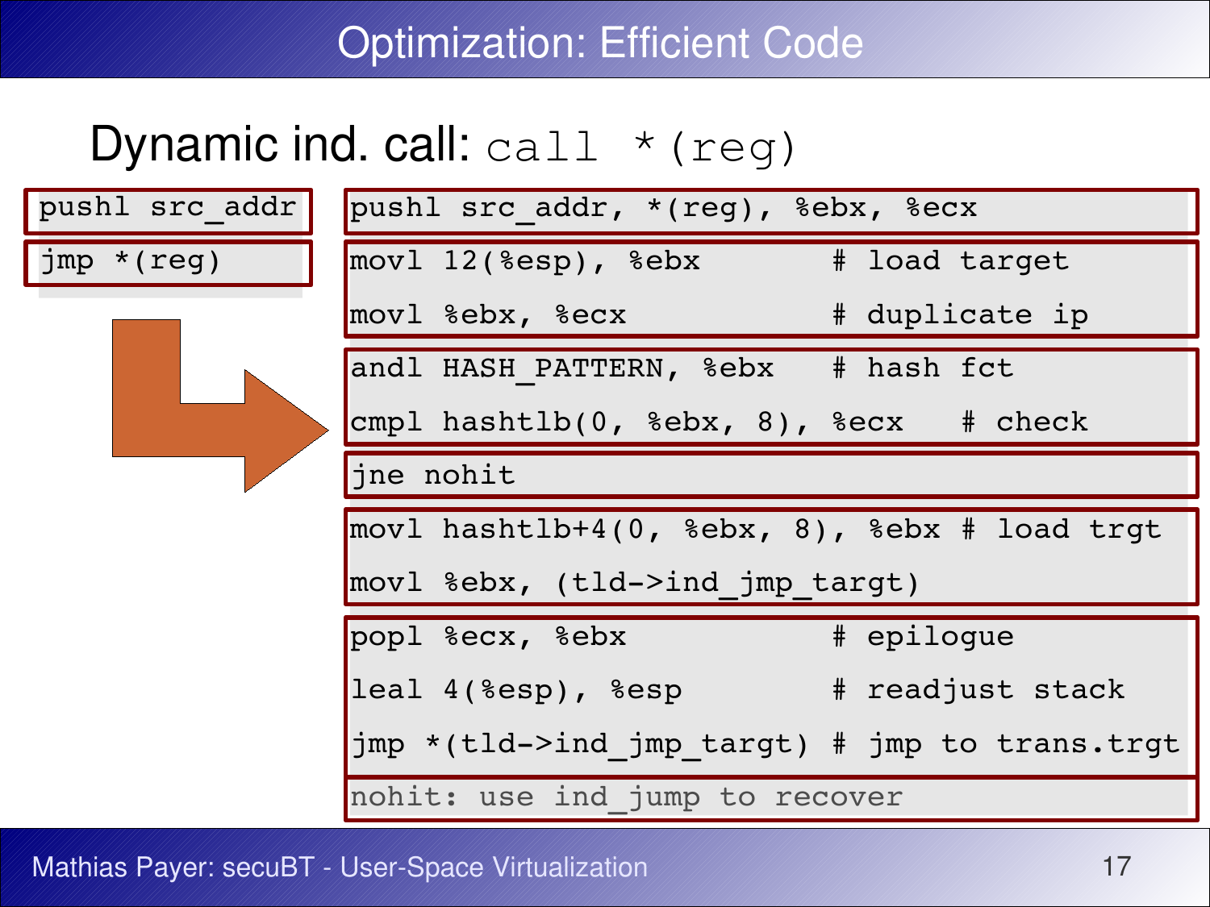# Optimization: Efficient Code

## Dynamic ind. call: `call *(reg)`

```
pushl src_addr
jmp *(reg)
```

```
pushl src_addr, *(reg), %ebx, %ecx
movl 12(%esp), %ebx        # load target
movl %ebx, %ecx            # duplicate ip
andl HASH_PATTERN, %ebx    # hash fct
cmpl hashtlb(0, %ebx, 8), %ecx   # check
jne nohit
movl hashtlb+4(0, %ebx, 8), %ebx # load trgt
movl %ebx, (tld->ind_jmp_targt)
popl %ecx, %ebx            # epilogue
leal 4(%esp), %esp         # readjust stack
jmp *(tld->ind_jmp_targt) # jmp to trans.trgt
nohit: use ind_jump to recover
```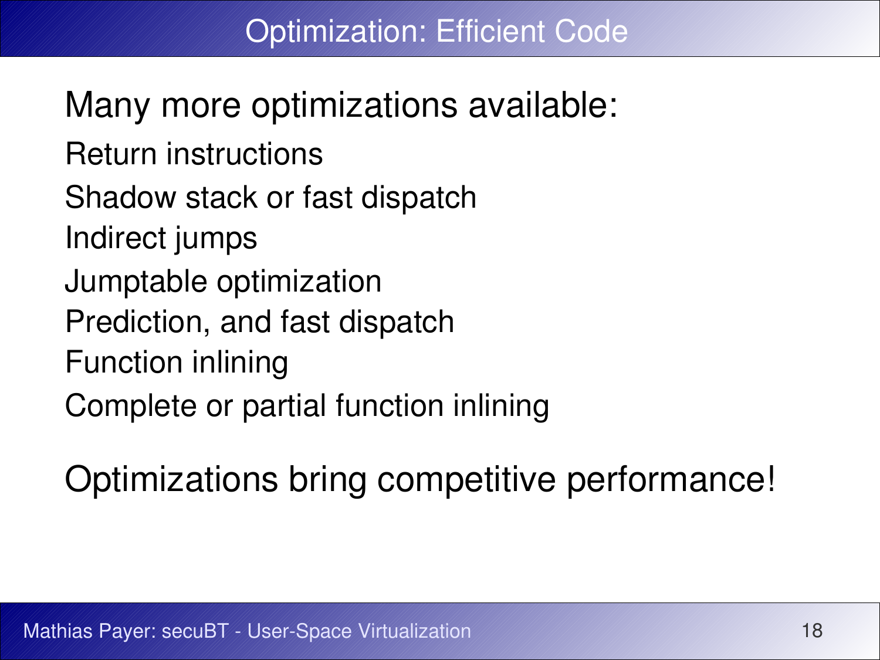# Optimization: Efficient Code

Many more optimizations available:

- Return instructions
  - Shadow stack or fast dispatch
- Indirect jumps
  - Jumptable optimization
  - Prediction, and fast dispatch
- Function inlining
  - Complete or partial function inlining

Optimizations bring competitive performance!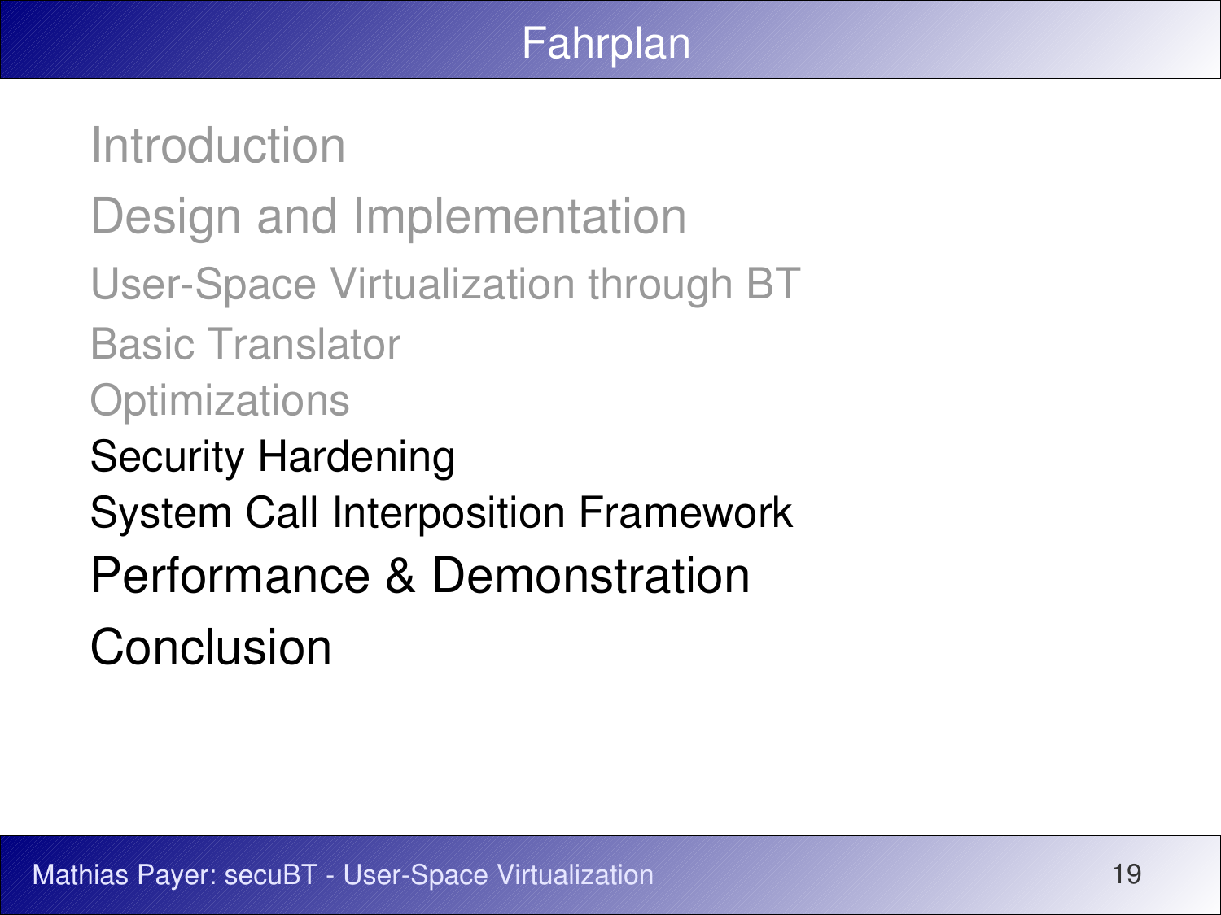# Fahrplan

- Introduction
- Design and Implementation
  - User-Space Virtualization through BT
  - Basic Translator
  - Optimizations
  - Security Hardening
  - System Call Interposition Framework
- Performance & Demonstration
- Conclusion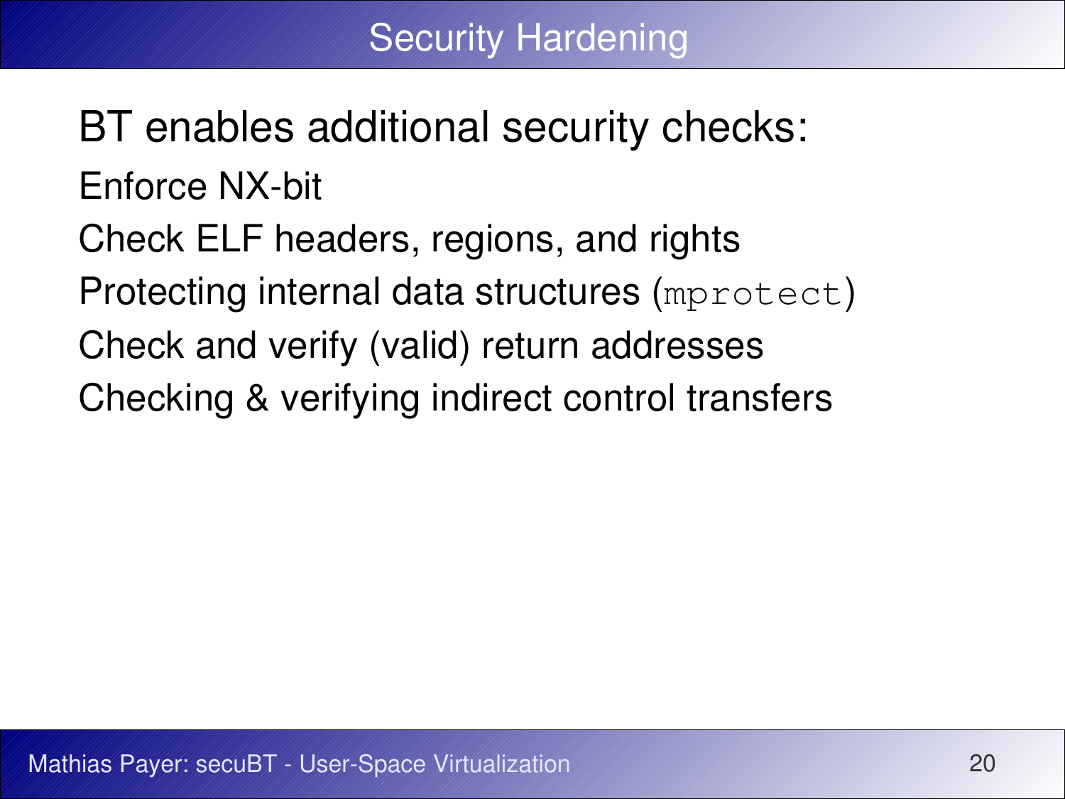# Security Hardening

BT enables additional security checks:

- Enforce NX-bit
- Check ELF headers, regions, and rights
- Protecting internal data structures (`mprotect`)
- Check and verify (valid) return addresses
- Checking & verifying indirect control transfers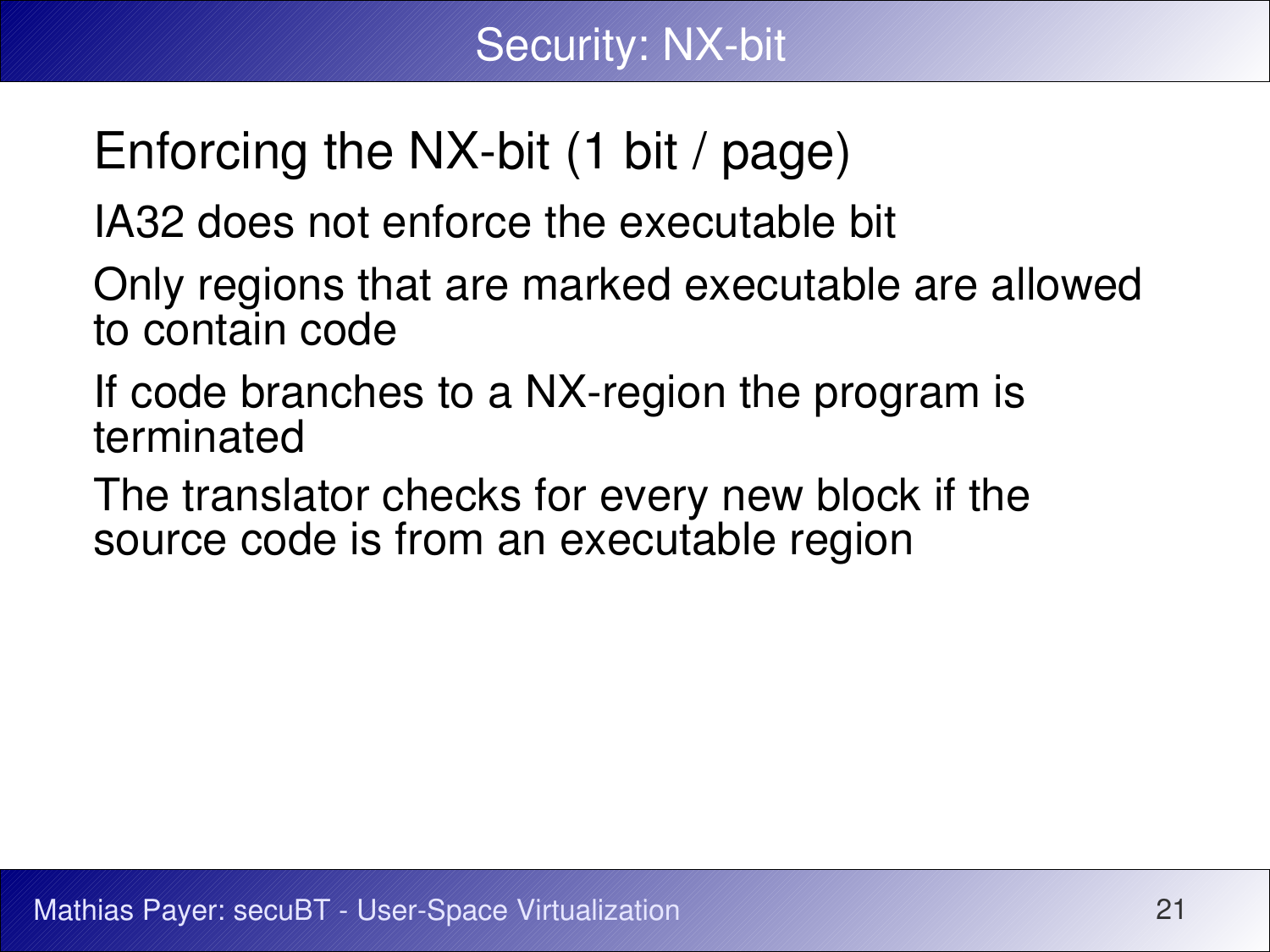# Security: NX-bit

## Enforcing the NX-bit (1 bit / page)

IA32 does not enforce the executable bit

Only regions that are marked executable are allowed to contain code

If code branches to a NX-region the program is terminated

The translator checks for every new block if the source code is from an executable region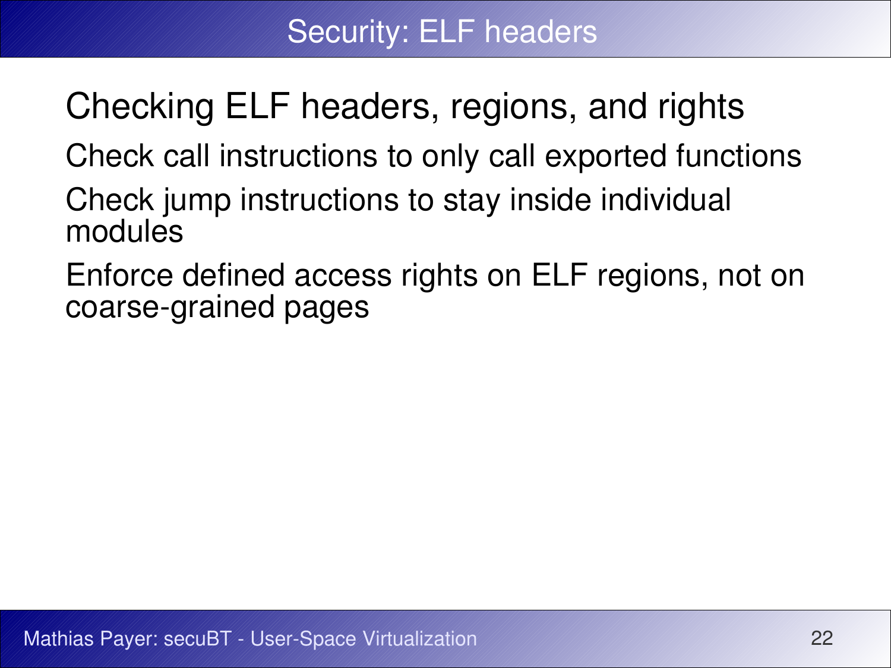# Security: ELF headers

Checking ELF headers, regions, and rights

- Check call instructions to only call exported functions
- Check jump instructions to stay inside individual modules
- Enforce defined access rights on ELF regions, not on coarse-grained pages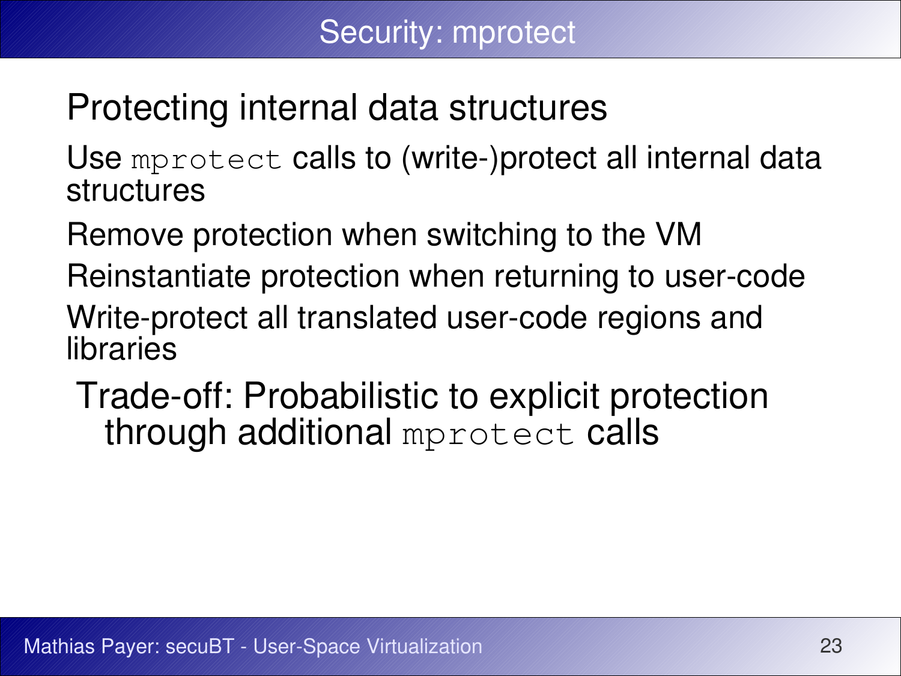# Security: mprotect

## Protecting internal data structures

Use `mprotect` calls to (write-)protect all internal data structures

Remove protection when switching to the VM

Reinstantiate protection when returning to user-code

Write-protect all translated user-code regions and libraries

Trade-off: Probabilistic to explicit protection through additional `mprotect` calls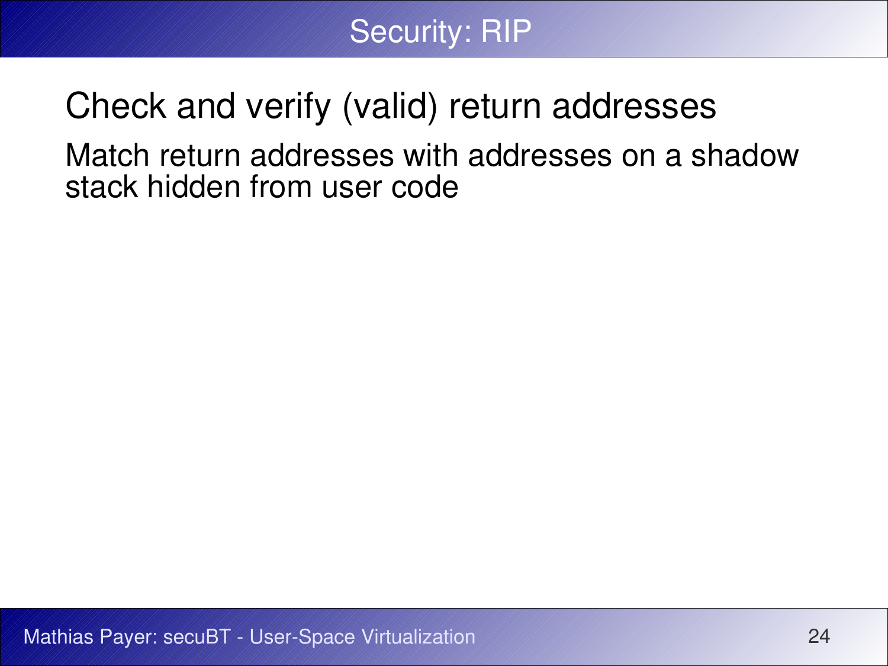# Security: RIP

Check and verify (valid) return addresses

Match return addresses with addresses on a shadow stack hidden from user code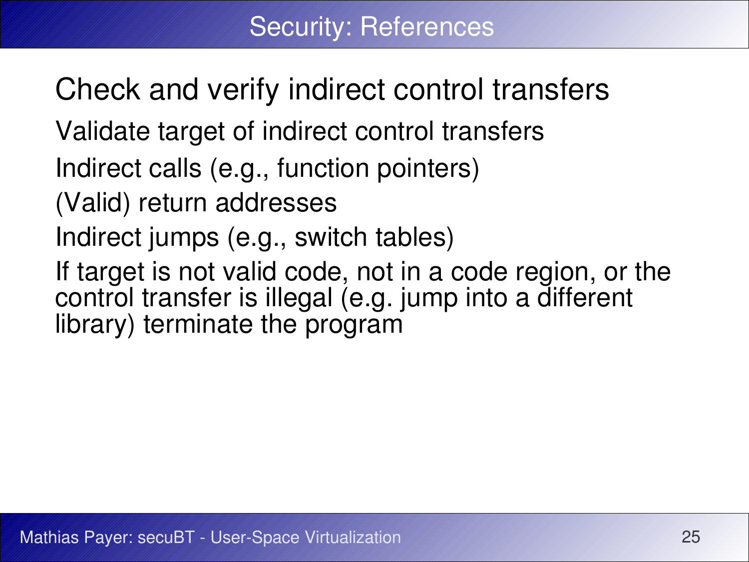# Security: References

Check and verify indirect control transfers

Validate target of indirect control transfers

Indirect calls (e.g., function pointers)

(Valid) return addresses

Indirect jumps (e.g., switch tables)

If target is not valid code, not in a code region, or the control transfer is illegal (e.g. jump into a different library) terminate the program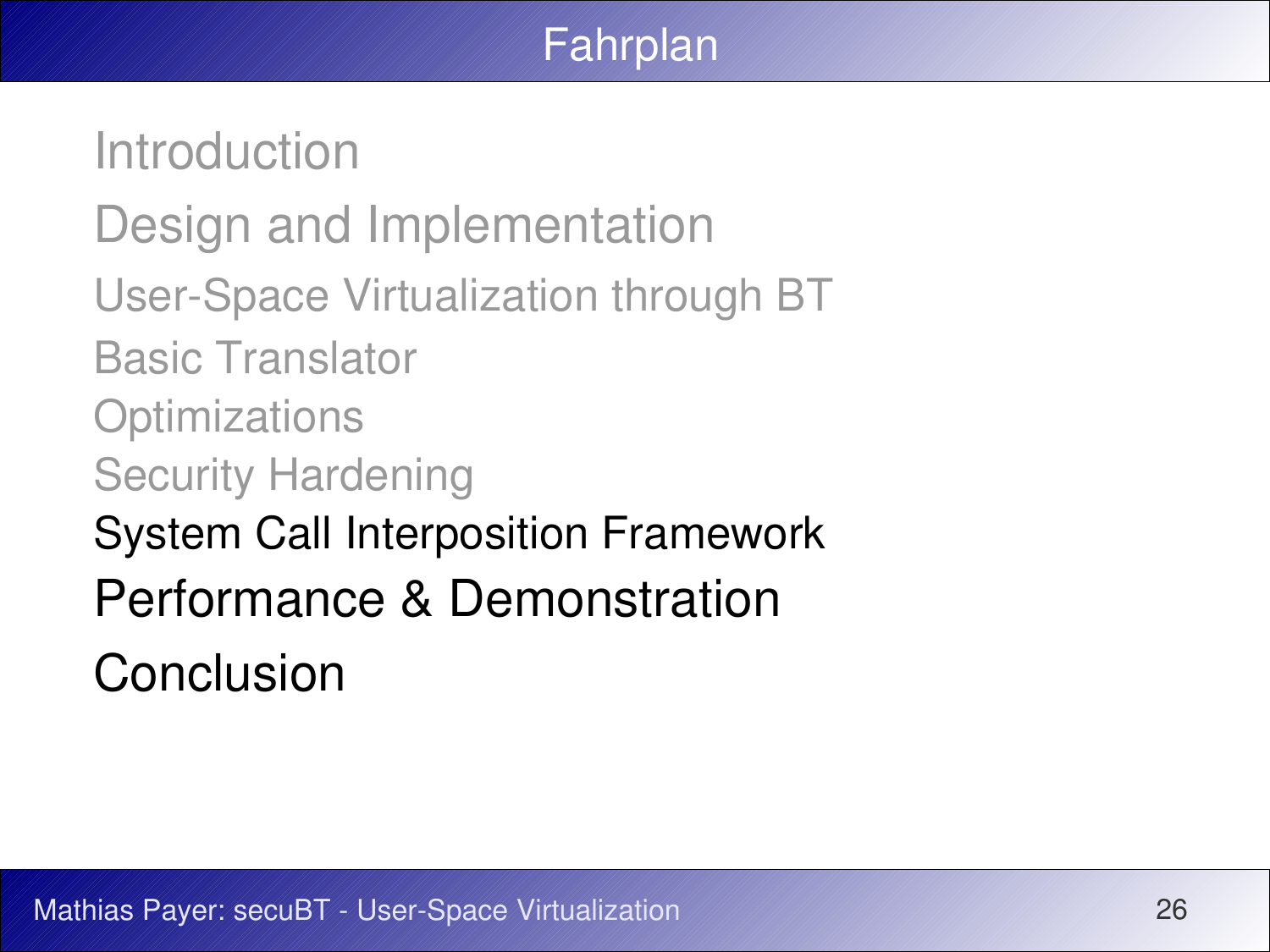# Fahrplan

- Introduction
- Design and Implementation
  - User-Space Virtualization through BT
  - Basic Translator
  - Optimizations
  - Security Hardening
  - System Call Interposition Framework
- Performance & Demonstration
- Conclusion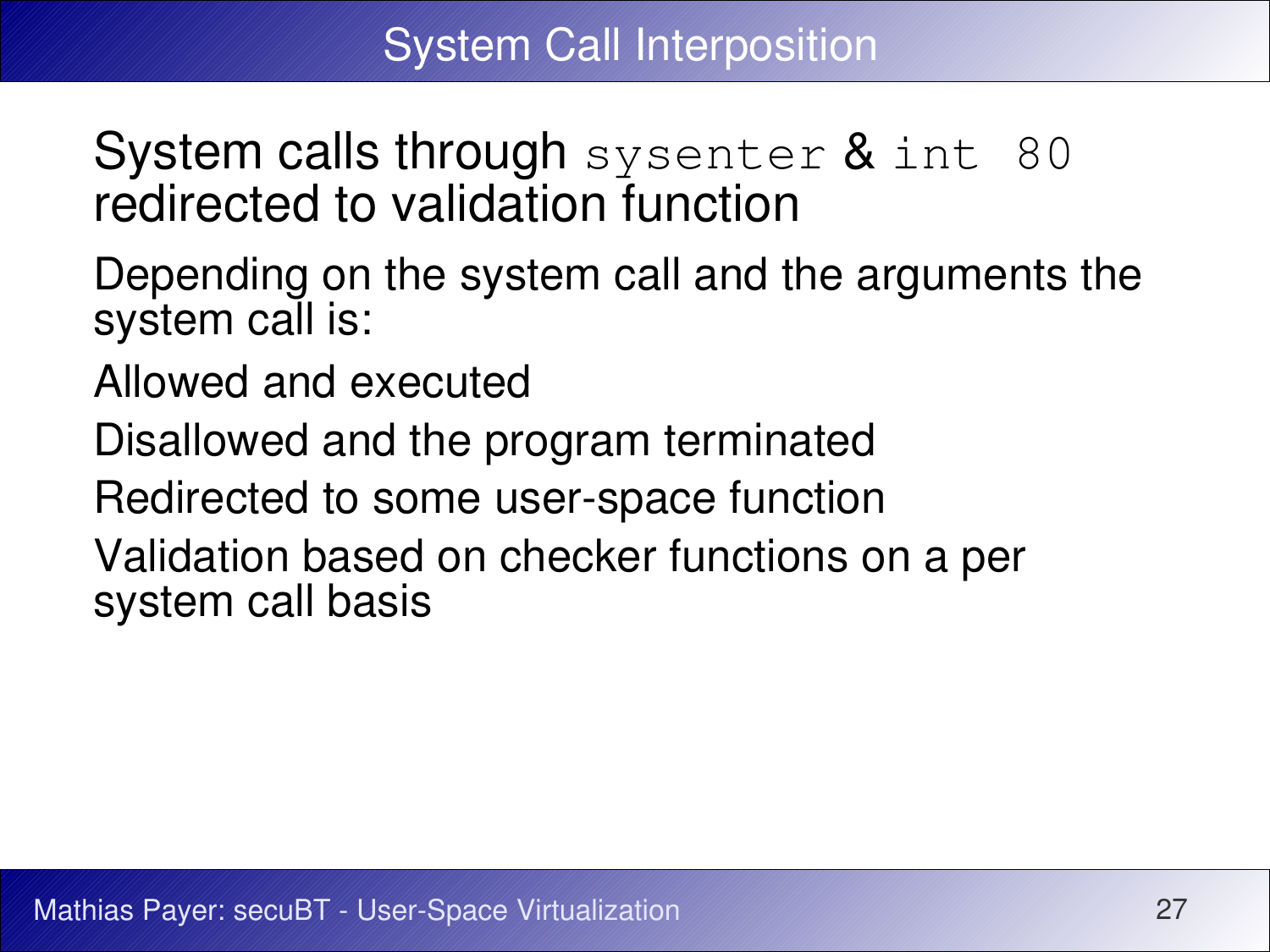# System Call Interposition

System calls through `sysenter` & `int 80` redirected to validation function

Depending on the system call and the arguments the system call is:

Allowed and executed

Disallowed and the program terminated

Redirected to some user-space function

Validation based on checker functions on a per system call basis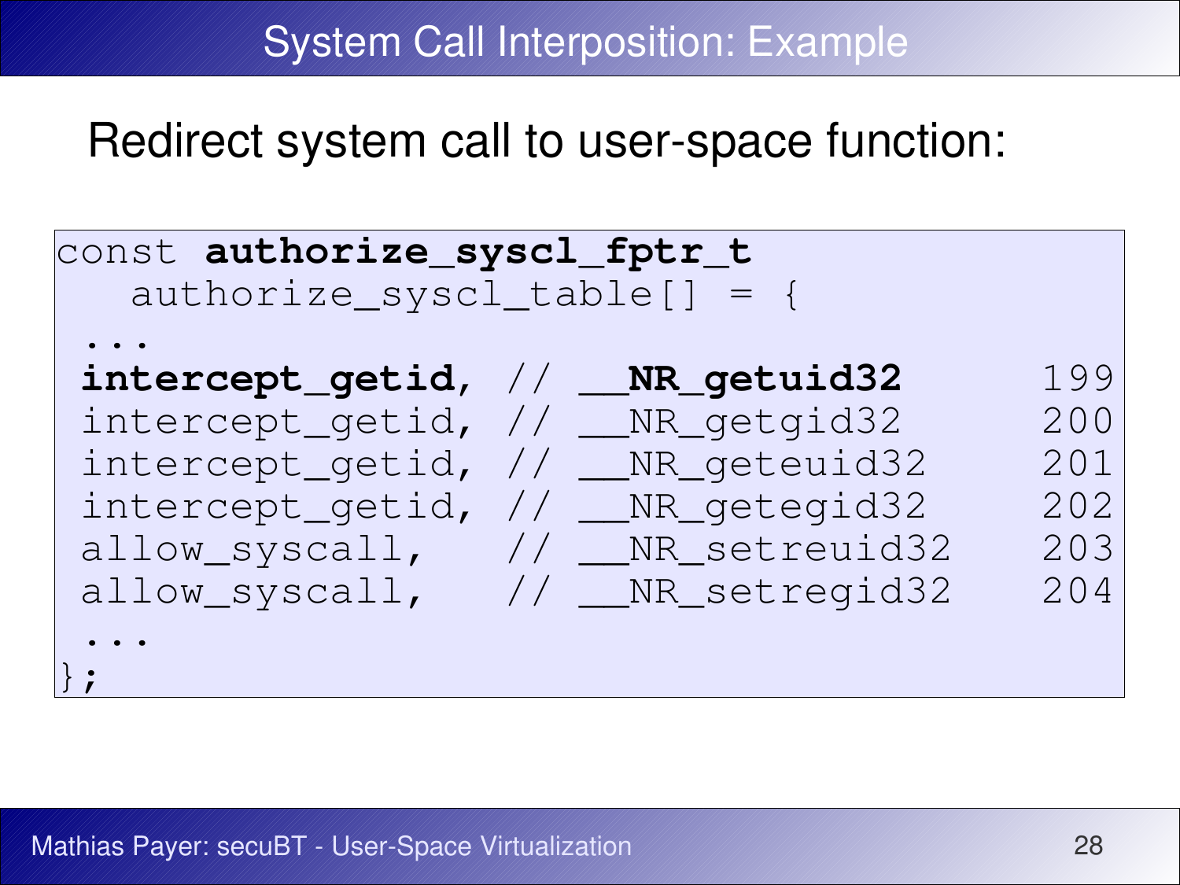# System Call Interposition: Example

Redirect system call to user-space function:

```
const authorize_syscl_fptr_t
   authorize_syscl_table[] = {
 ...
 intercept_getid, // __NR_getuid32       199
 intercept_getid, // __NR_getgid32       200
 intercept_getid, // __NR_geteuid32      201
 intercept_getid, // __NR_getegid32      202
 allow_syscall,   // __NR_setreuid32     203
 allow_syscall,   // __NR_setregid32     204
 ...
};
```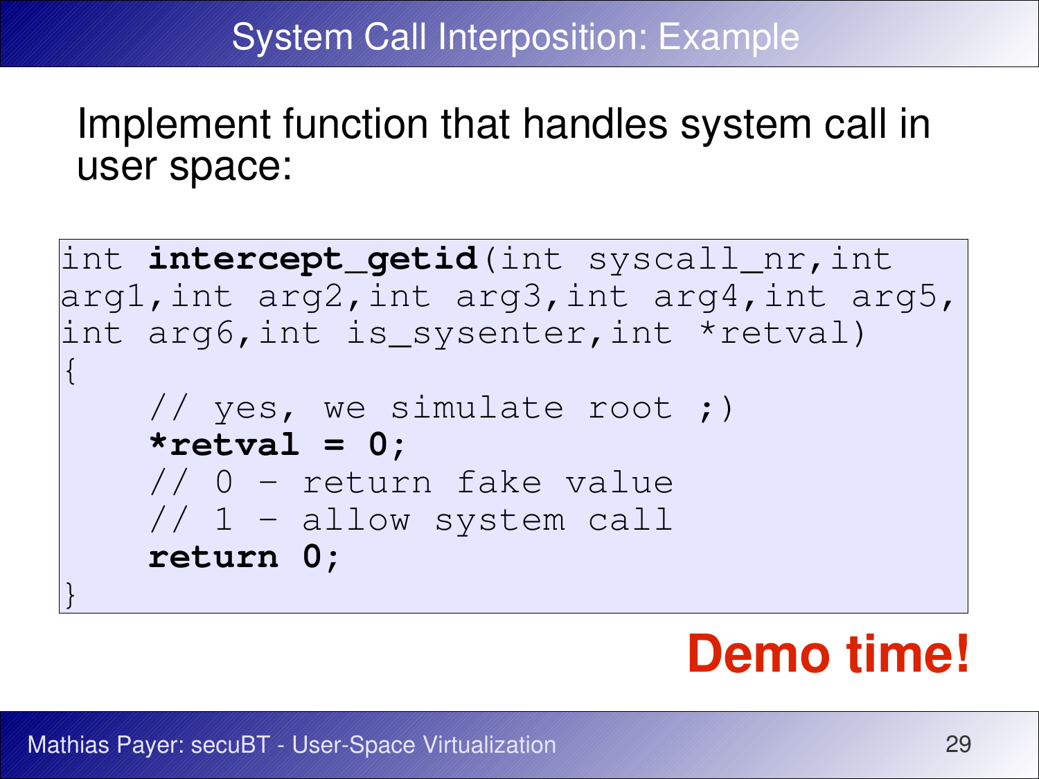# System Call Interposition: Example

Implement function that handles system call in user space:

```
int intercept_getid(int syscall_nr,int
arg1,int arg2,int arg3,int arg4,int arg5,
int arg6,int is_sysenter,int *retval)
{
    // yes, we simulate root ;)
    *retval = 0;
    // 0 - return fake value
    // 1 - allow system call
    return 0;
}
```

**Demo time!**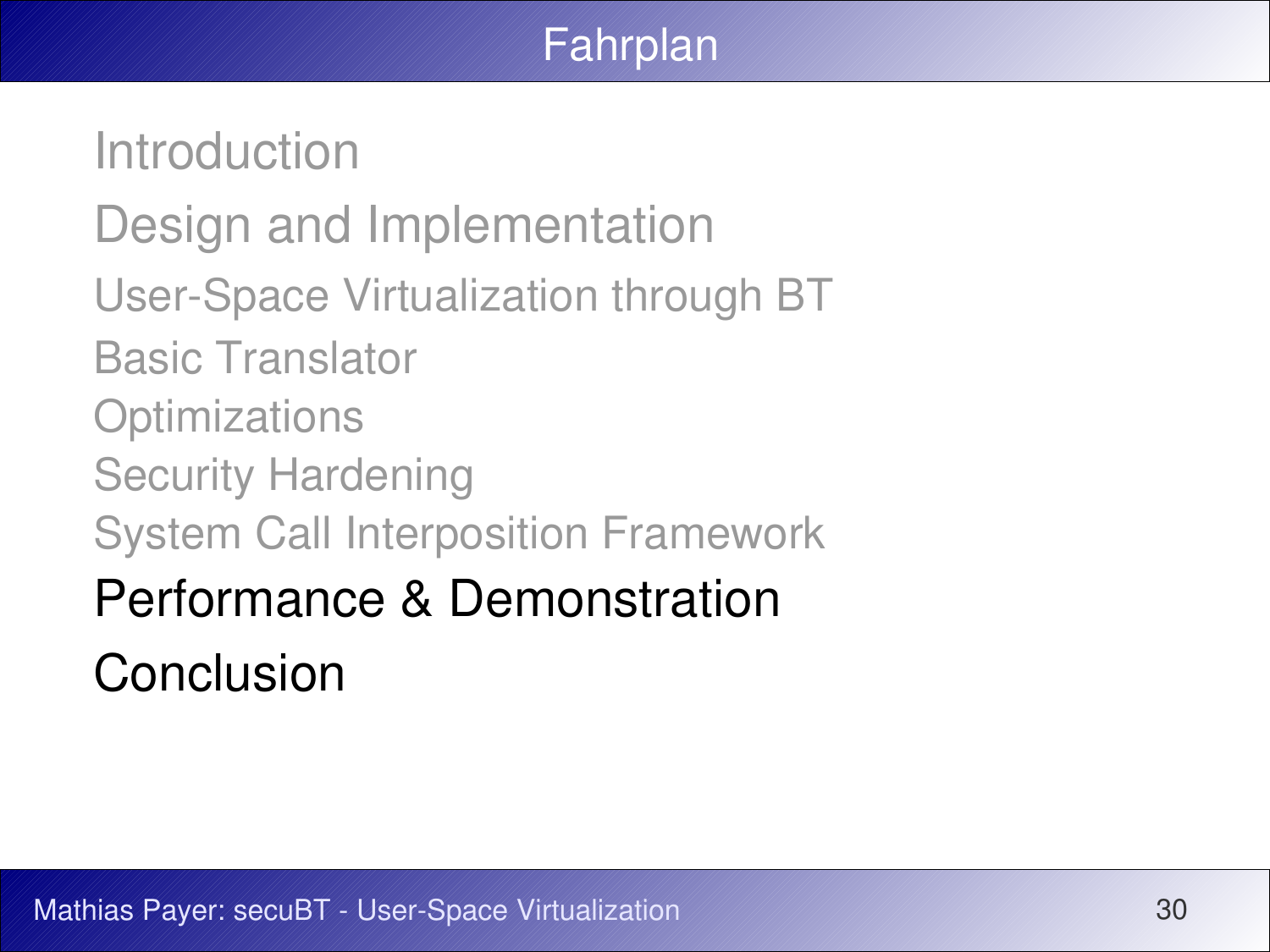# Fahrplan

- Introduction
- Design and Implementation
  - User-Space Virtualization through BT
  - Basic Translator
  - Optimizations
  - Security Hardening
  - System Call Interposition Framework
- Performance & Demonstration
- Conclusion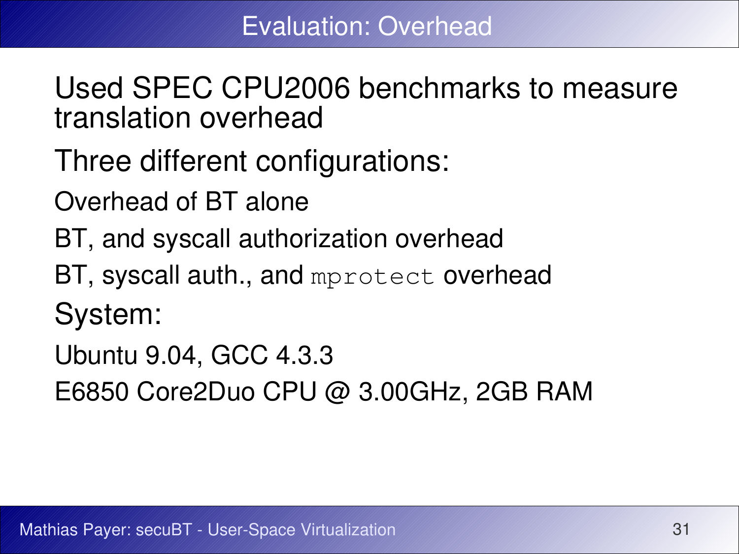# Evaluation: Overhead

- Used SPEC CPU2006 benchmarks to measure translation overhead
- Three different configurations:
  - Overhead of BT alone
  - BT, and syscall authorization overhead
  - BT, syscall auth., and `mprotect` overhead
- System:
  - Ubuntu 9.04, GCC 4.3.3
  - E6850 Core2Duo CPU @ 3.00GHz, 2GB RAM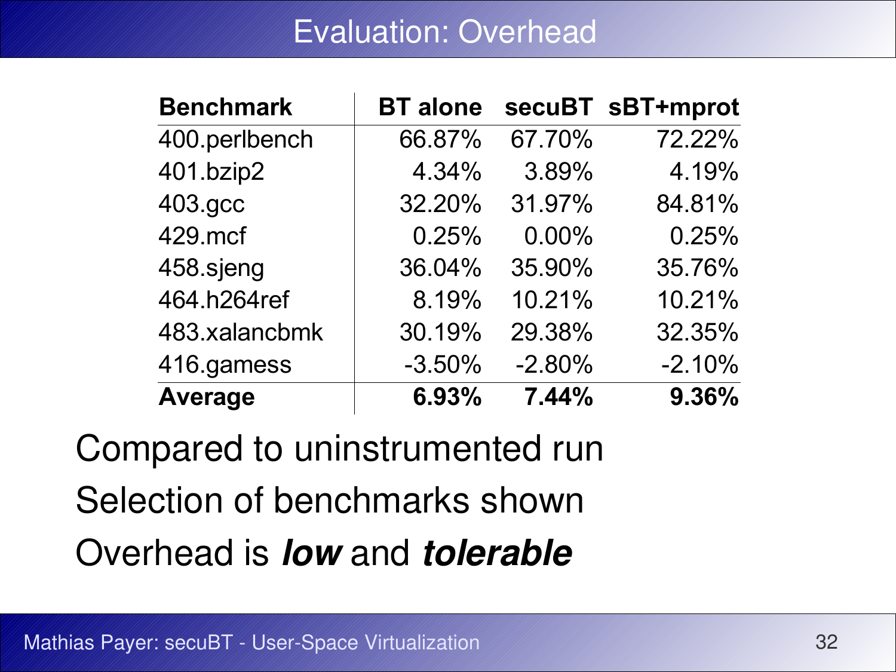# Evaluation: Overhead

| **Benchmark** | **BT alone** | **secuBT** | **sBT+mprot** |
|---|---|---|---|
| 400.perlbench | 66.87% | 67.70% | 72.22% |
| 401.bzip2 | 4.34% | 3.89% | 4.19% |
| 403.gcc | 32.20% | 31.97% | 84.81% |
| 429.mcf | 0.25% | 0.00% | 0.25% |
| 458.sjeng | 36.04% | 35.90% | 35.76% |
| 464.h264ref | 8.19% | 10.21% | 10.21% |
| 483.xalancbmk | 30.19% | 29.38% | 32.35% |
| 416.gamess | -3.50% | -2.80% | -2.10% |
| **Average** | **6.93%** | **7.44%** | **9.36%** |

Compared to uninstrumented run

Selection of benchmarks shown

Overhead is ***low*** and ***tolerable***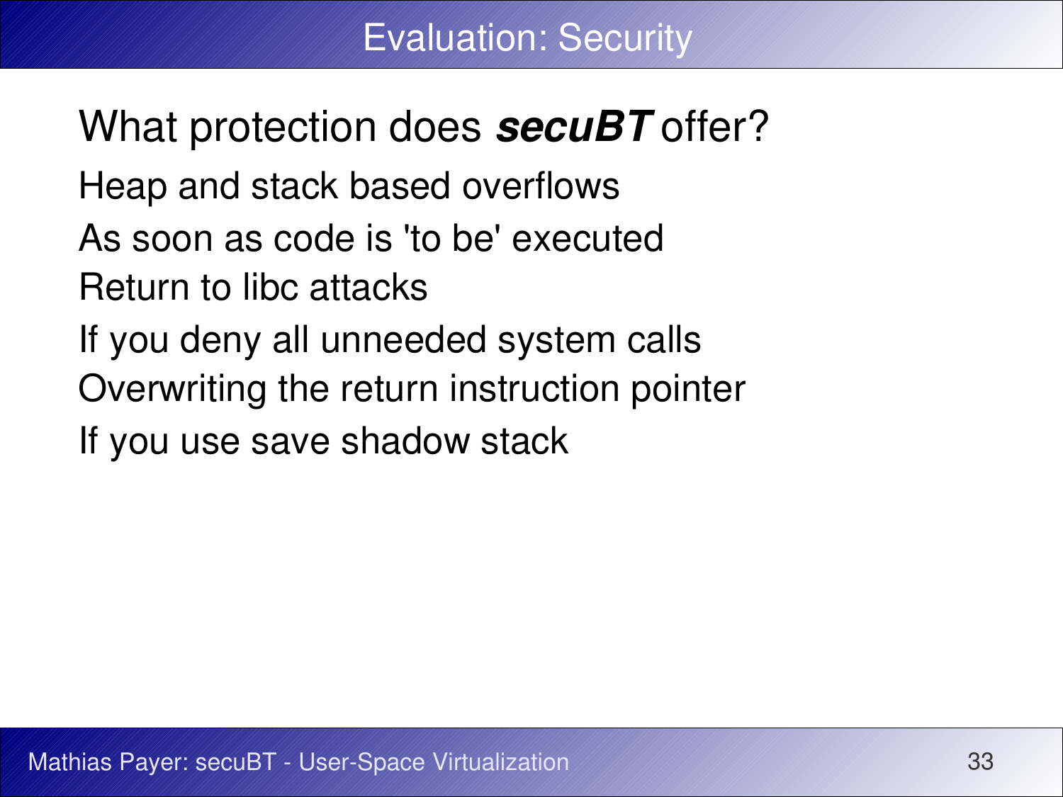# Evaluation: Security

## What protection does ***secuBT*** offer?

Heap and stack based overflows

As soon as code is 'to be' executed

Return to libc attacks

If you deny all unneeded system calls

Overwriting the return instruction pointer

If you use save shadow stack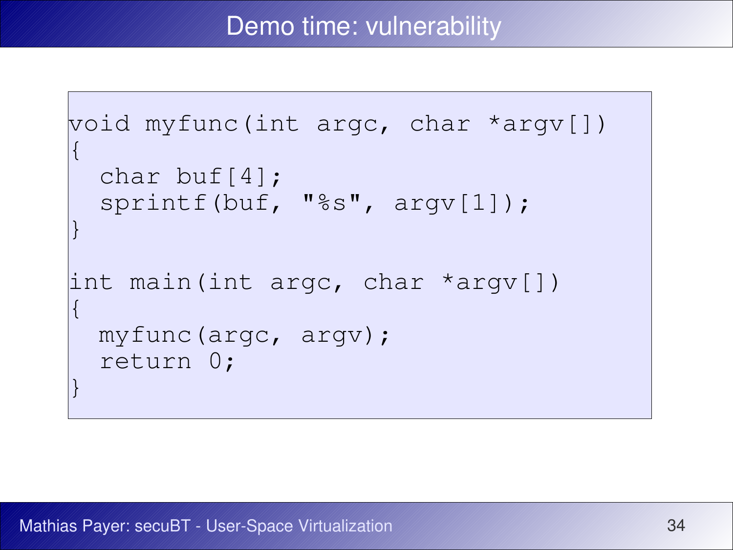# Demo time: vulnerability

```
void myfunc(int argc, char *argv[])
{
  char buf[4];
  sprintf(buf, "%s", argv[1]);
}

int main(int argc, char *argv[])
{
  myfunc(argc, argv);
  return 0;
}
```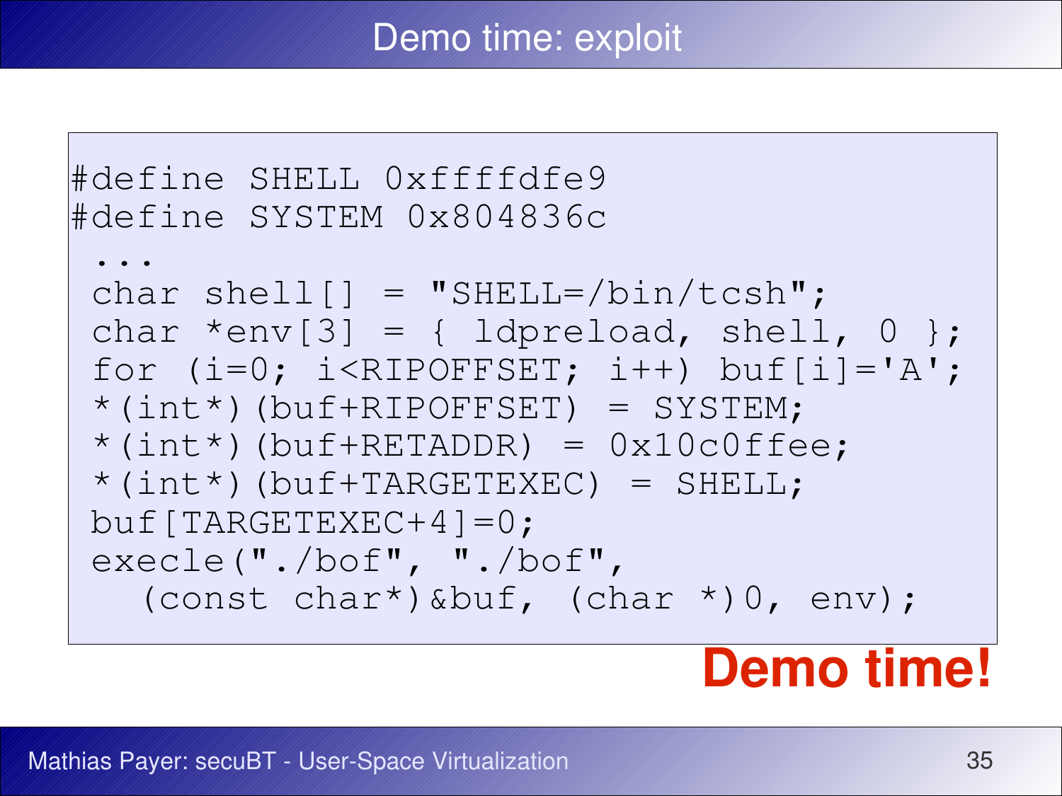# Demo time: exploit

```
#define SHELL 0xffffdfe9
#define SYSTEM 0x804836c
 ...
 char shell[] = "SHELL=/bin/tcsh";
 char *env[3] = { ldpreload, shell, 0 };
 for (i=0; i<RIPOFFSET; i++) buf[i]='A';
 *(int*)(buf+RIPOFFSET) = SYSTEM;
 *(int*)(buf+RETADDR) = 0x10c0ffee;
 *(int*)(buf+TARGETEXEC) = SHELL;
 buf[TARGETEXEC+4]=0;
 execle("./bof", "./bof",
   (const char*)&buf, (char *)0, env);
```

**Demo time!**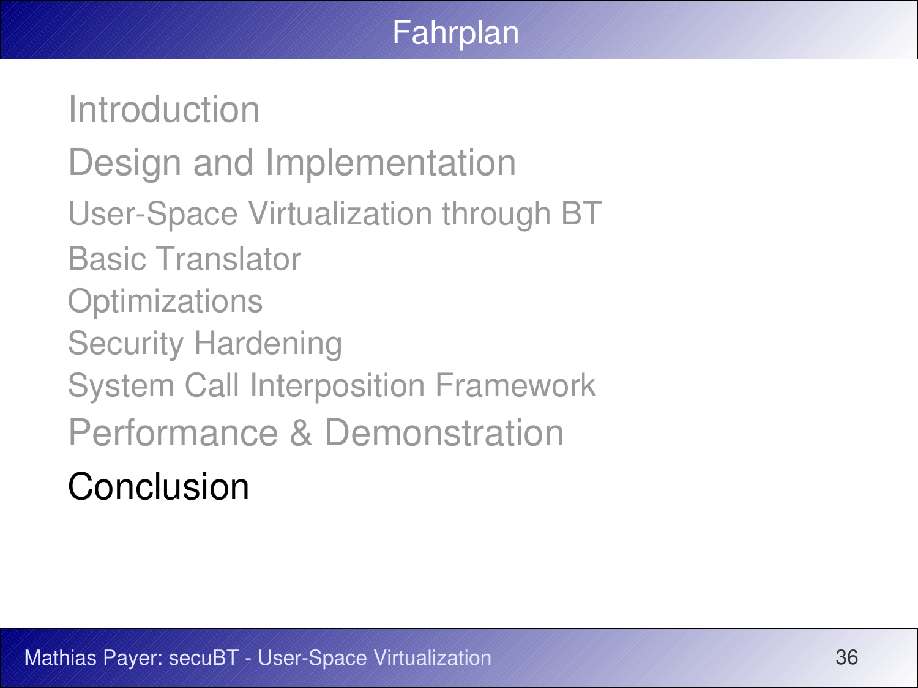# Fahrplan

- Introduction
- Design and Implementation
  - User-Space Virtualization through BT
  - Basic Translator
  - Optimizations
  - Security Hardening
  - System Call Interposition Framework
- Performance & Demonstration
- **Conclusion**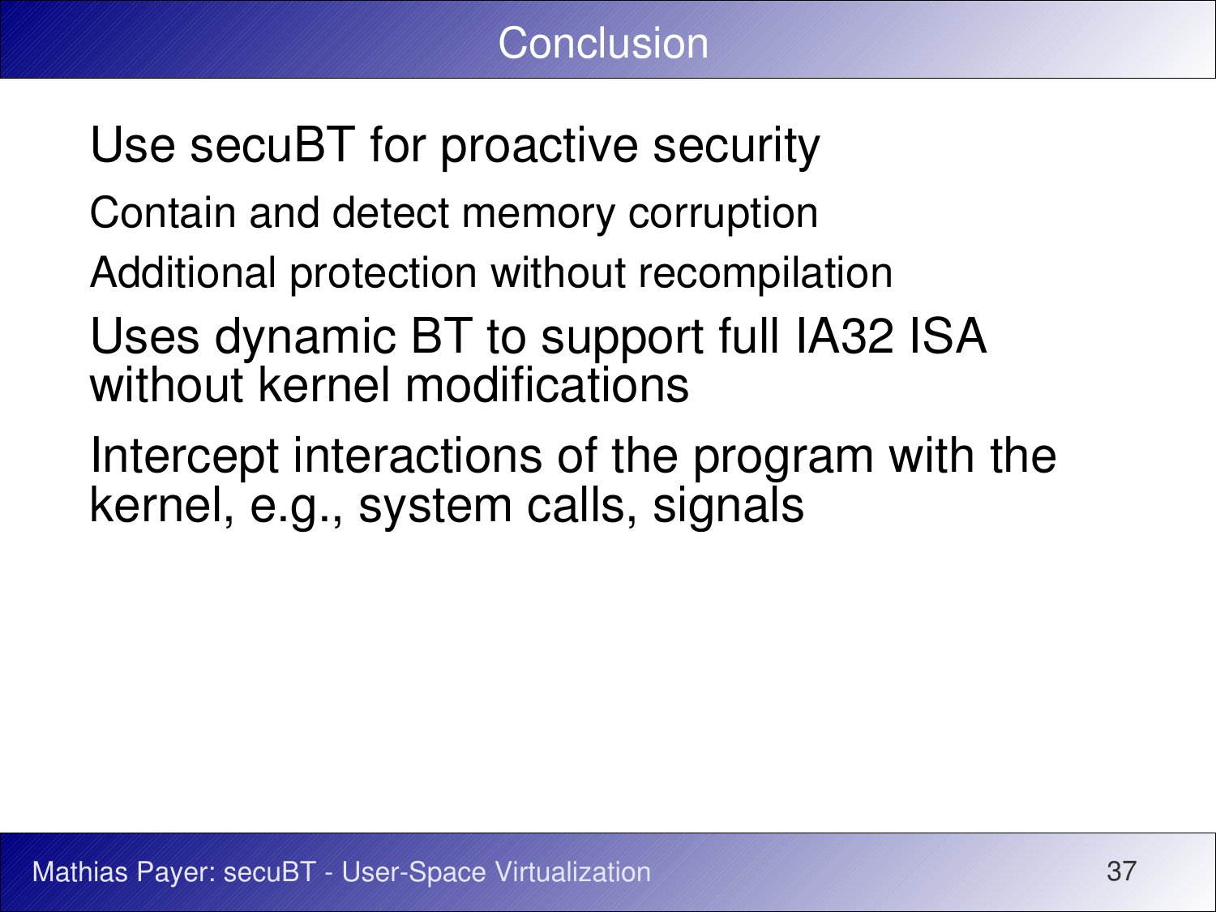# Conclusion

Use secuBT for proactive security

- Contain and detect memory corruption
- Additional protection without recompilation

Uses dynamic BT to support full IA32 ISA without kernel modifications

Intercept interactions of the program with the kernel, e.g., system calls, signals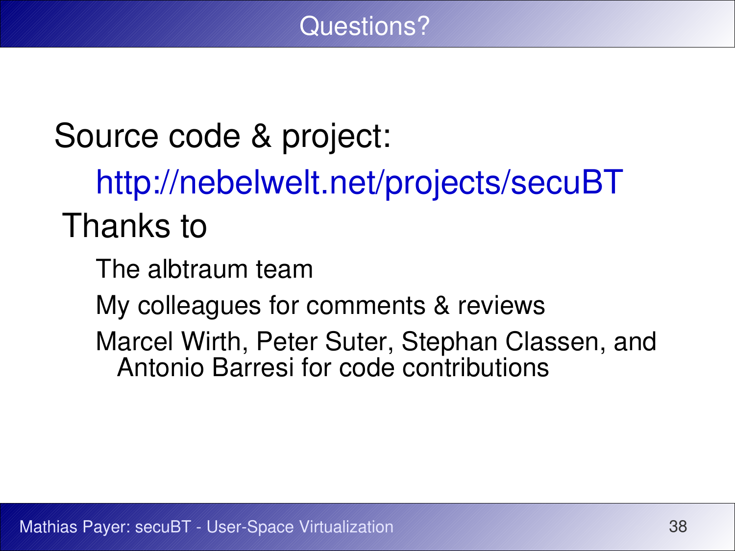# Questions?

Source code & project:

- http://nebelwelt.net/projects/secuBT

Thanks to

- The albtraum team
- My colleagues for comments & reviews
- Marcel Wirth, Peter Suter, Stephan Classen, and Antonio Barresi for code contributions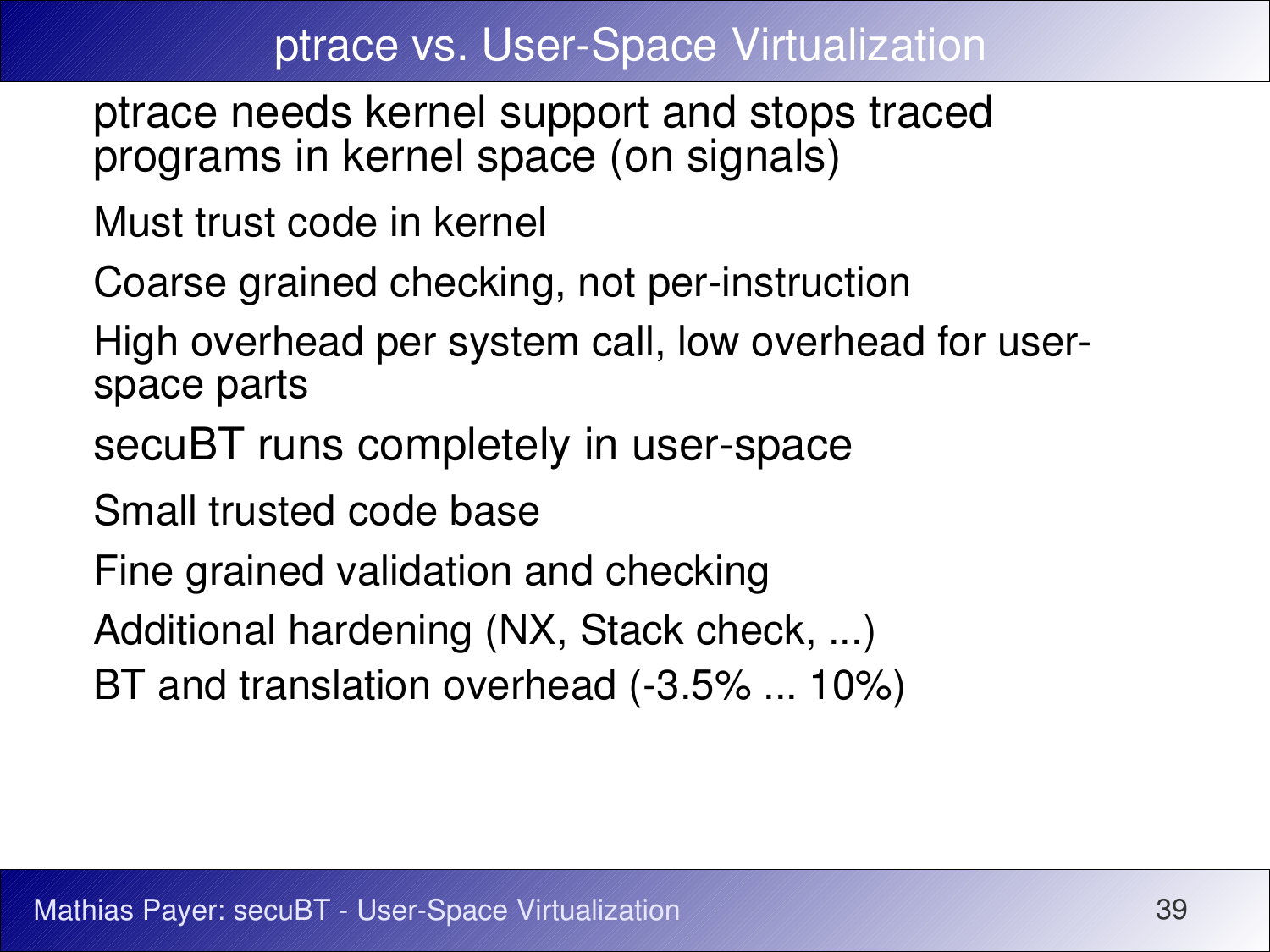# ptrace vs. User-Space Virtualization

ptrace needs kernel support and stops traced programs in kernel space (on signals)

Must trust code in kernel

Coarse grained checking, not per-instruction

High overhead per system call, low overhead for user-space parts

secuBT runs completely in user-space

Small trusted code base

Fine grained validation and checking

Additional hardening (NX, Stack check, ...)

BT and translation overhead (-3.5% ... 10%)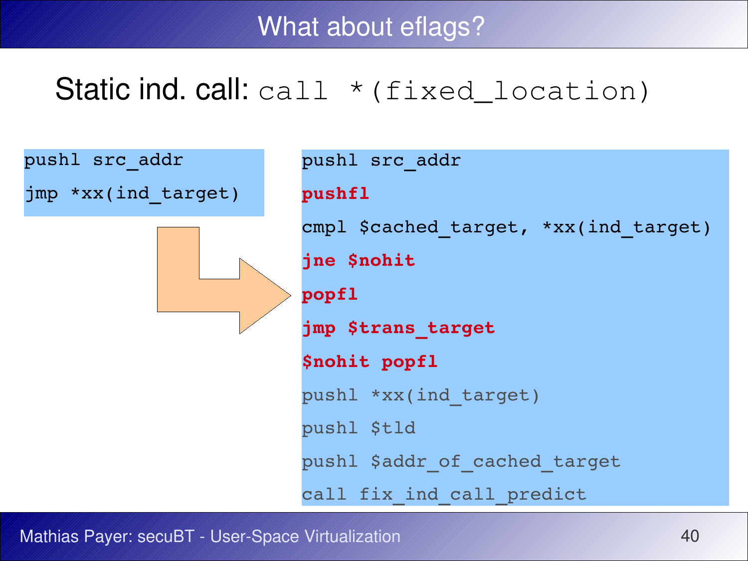# What about eflags?

Static ind. call: `call *(fixed_location)`

```
pushl src_addr
jmp *xx(ind_target)
```

```
pushl src_addr
pushfl
cmpl $cached_target, *xx(ind_target)
jne $nohit
popfl
jmp $trans_target
$nohit popfl
pushl *xx(ind_target)
pushl $tld
pushl $addr_of_cached_target
call fix_ind_call_predict
```